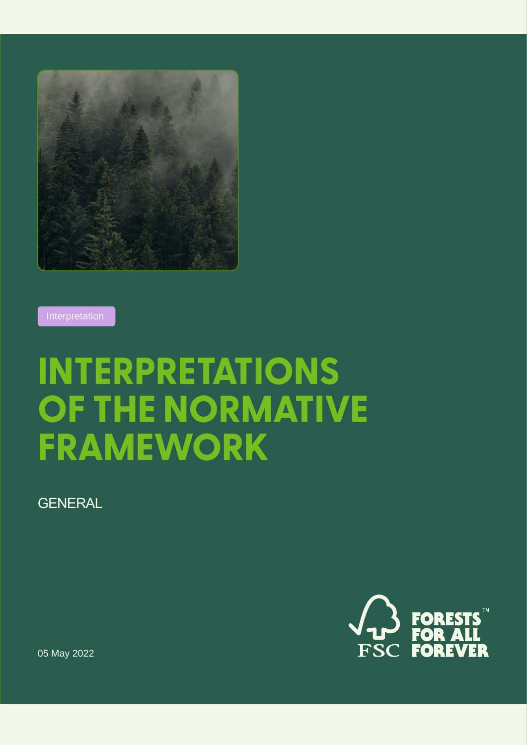Interpretation

# INTERPRETATIONS OF THE NORMATIVE FRAMEWORK

GENERAL

05 May 2022

FSC FORESTS FOR ALL FOREVER™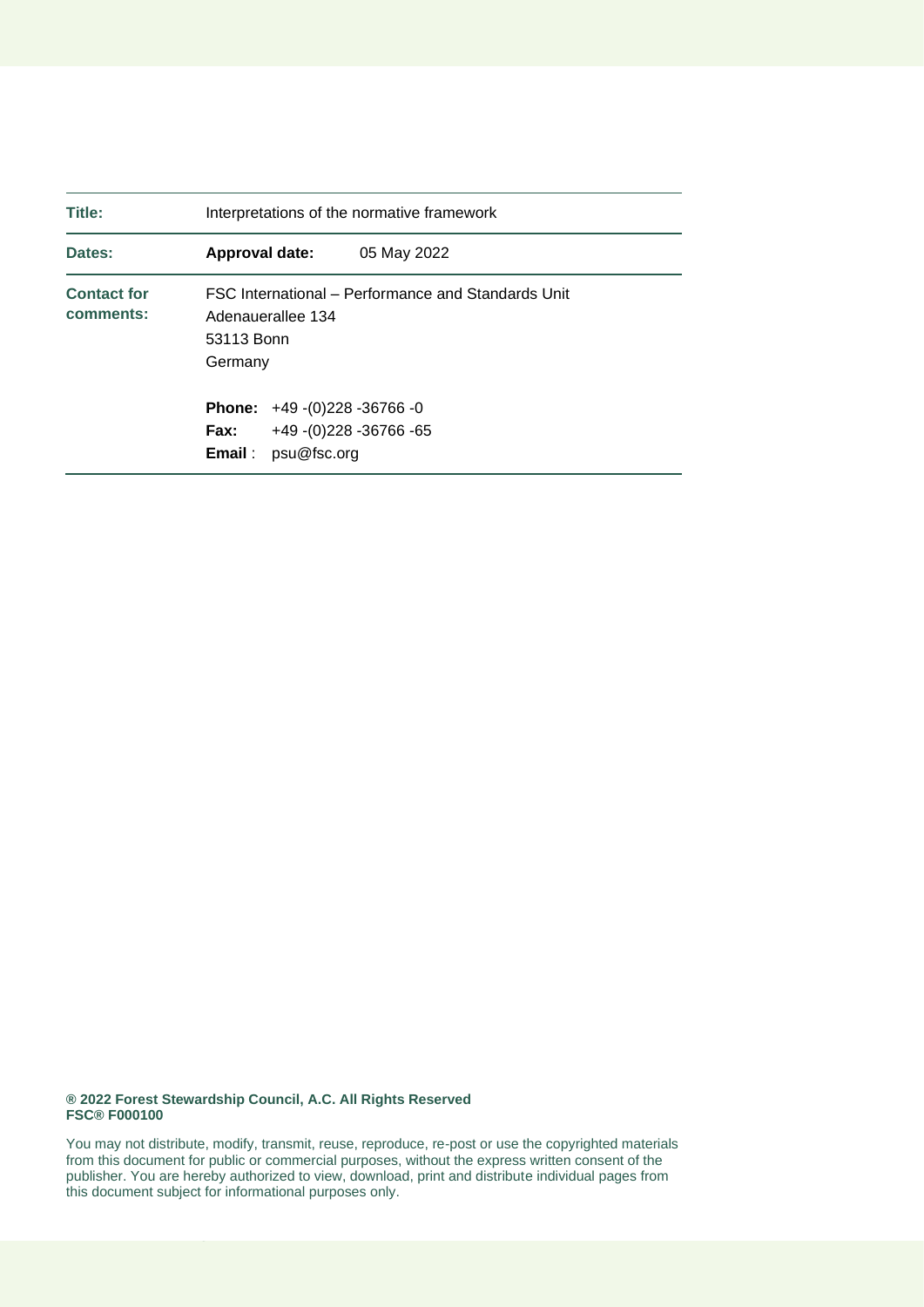| | |
|---|---|
| **Title:** | Interpretations of the normative framework |
| **Dates:** | **Approval date:** 05 May 2022 |
| **Contact for comments:** | FSC International – Performance and Standards Unit<br>Adenauerallee 134<br>53113 Bonn<br>Germany<br><br>**Phone:** +49 -(0)228 -36766 -0<br>**Fax:** +49 -(0)228 -36766 -65<br>**Email** : psu@fsc.org |

**® 2022 Forest Stewardship Council, A.C. All Rights Reserved**
**FSC® F000100**

You may not distribute, modify, transmit, reuse, reproduce, re-post or use the copyrighted materials from this document for public or commercial purposes, without the express written consent of the publisher. You are hereby authorized to view, download, print and distribute individual pages from this document subject for informational purposes only.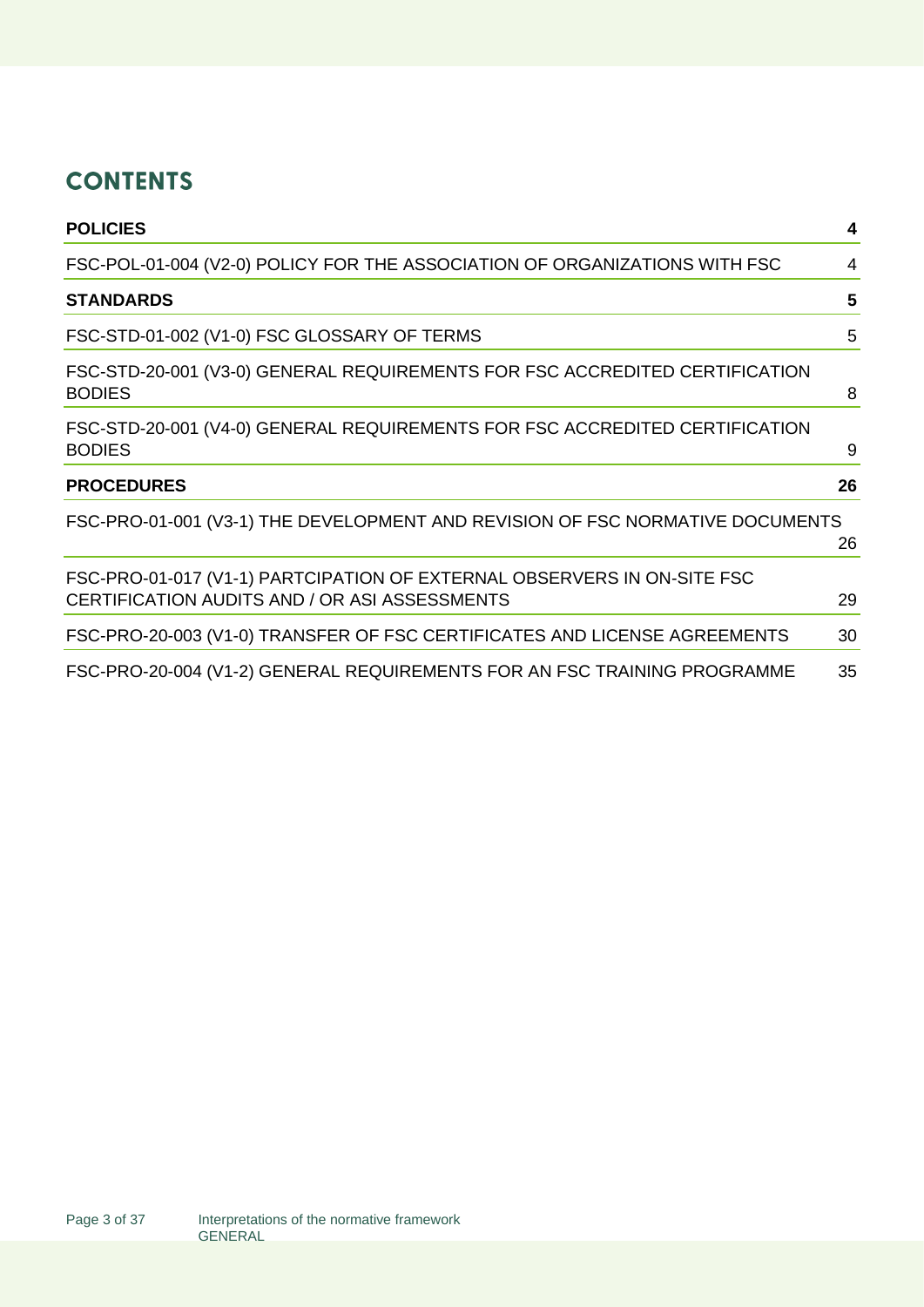# CONTENTS

| | |
|---|---|
| **POLICIES** | **4** |
| FSC-POL-01-004 (V2-0) POLICY FOR THE ASSOCIATION OF ORGANIZATIONS WITH FSC | 4 |
| **STANDARDS** | **5** |
| FSC-STD-01-002 (V1-0) FSC GLOSSARY OF TERMS | 5 |
| FSC-STD-20-001 (V3-0) GENERAL REQUIREMENTS FOR FSC ACCREDITED CERTIFICATION BODIES | 8 |
| FSC-STD-20-001 (V4-0) GENERAL REQUIREMENTS FOR FSC ACCREDITED CERTIFICATION BODIES | 9 |
| **PROCEDURES** | **26** |
| FSC-PRO-01-001 (V3-1) THE DEVELOPMENT AND REVISION OF FSC NORMATIVE DOCUMENTS | 26 |
| FSC-PRO-01-017 (V1-1) PARTCIPATION OF EXTERNAL OBSERVERS IN ON-SITE FSC CERTIFICATION AUDITS AND / OR ASI ASSESSMENTS | 29 |
| FSC-PRO-20-003 (V1-0) TRANSFER OF FSC CERTIFICATES AND LICENSE AGREEMENTS | 30 |
| FSC-PRO-20-004 (V1-2) GENERAL REQUIREMENTS FOR AN FSC TRAINING PROGRAMME | 35 |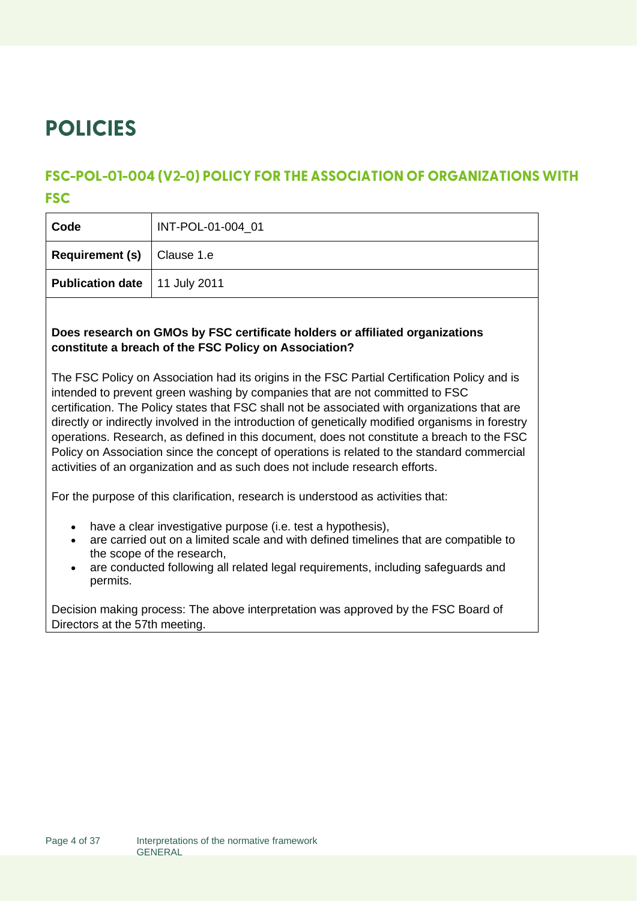# POLICIES

## FSC-POL-01-004 (V2-0) POLICY FOR THE ASSOCIATION OF ORGANIZATIONS WITH FSC

| **Code** | INT-POL-01-004_01 |
|---|---|
| **Requirement (s)** | Clause 1.e |
| **Publication date** | 11 July 2011 |

**Does research on GMOs by FSC certificate holders or affiliated organizations constitute a breach of the FSC Policy on Association?**

The FSC Policy on Association had its origins in the FSC Partial Certification Policy and is intended to prevent green washing by companies that are not committed to FSC certification. The Policy states that FSC shall not be associated with organizations that are directly or indirectly involved in the introduction of genetically modified organisms in forestry operations. Research, as defined in this document, does not constitute a breach to the FSC Policy on Association since the concept of operations is related to the standard commercial activities of an organization and as such does not include research efforts.

For the purpose of this clarification, research is understood as activities that:

- have a clear investigative purpose (i.e. test a hypothesis),
- are carried out on a limited scale and with defined timelines that are compatible to the scope of the research,
- are conducted following all related legal requirements, including safeguards and permits.

Decision making process: The above interpretation was approved by the FSC Board of Directors at the 57th meeting.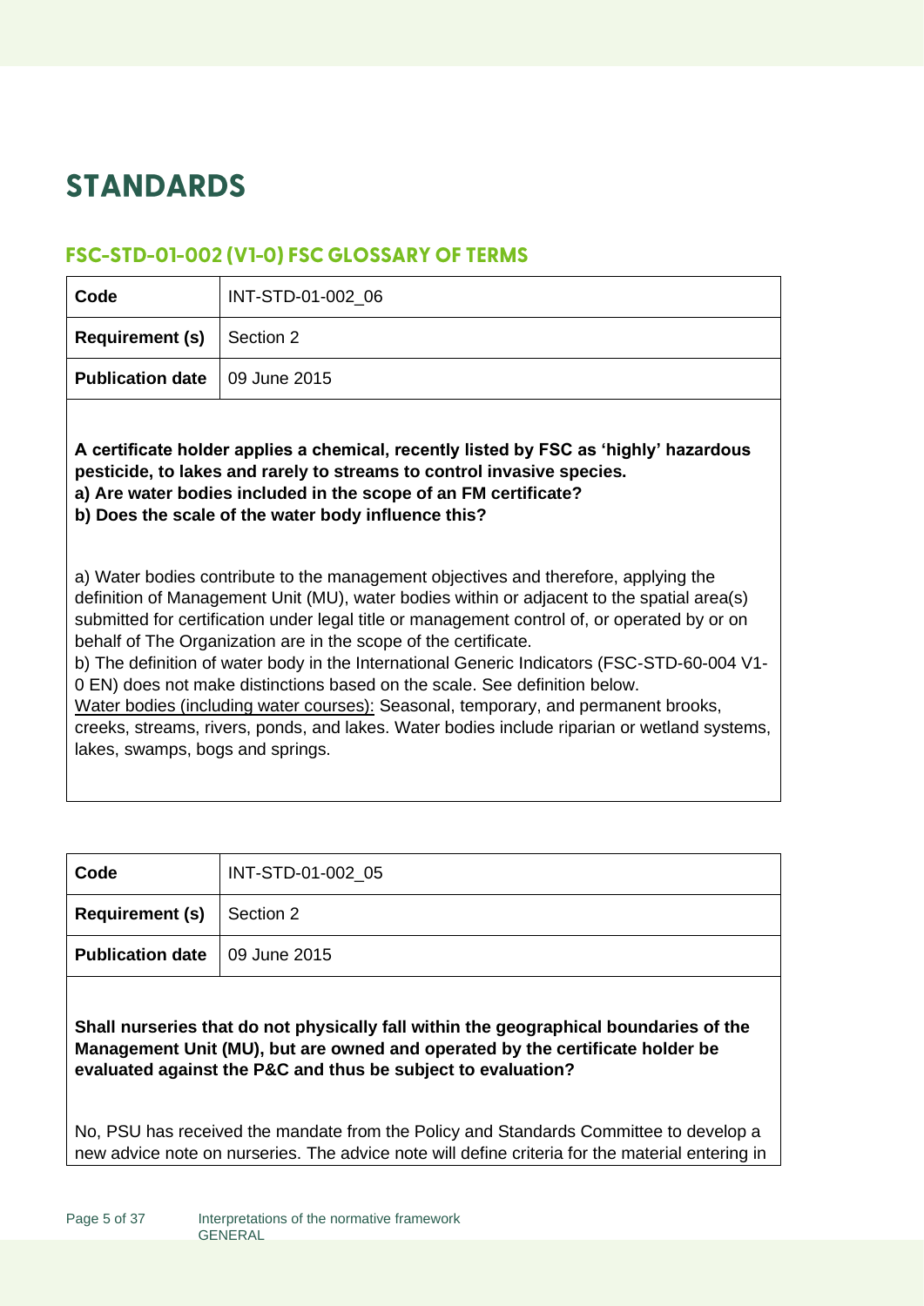# STANDARDS

## FSC-STD-01-002 (V1-0) FSC GLOSSARY OF TERMS

| Code | INT-STD-01-002_06 |
|---|---|
| **Requirement (s)** | Section 2 |
| **Publication date** | 09 June 2015 |

**A certificate holder applies a chemical, recently listed by FSC as 'highly' hazardous pesticide, to lakes and rarely to streams to control invasive species.**
**a) Are water bodies included in the scope of an FM certificate?**
**b) Does the scale of the water body influence this?**

a) Water bodies contribute to the management objectives and therefore, applying the definition of Management Unit (MU), water bodies within or adjacent to the spatial area(s) submitted for certification under legal title or management control of, or operated by or on behalf of The Organization are in the scope of the certificate.
b) The definition of water body in the International Generic Indicators (FSC-STD-60-004 V1-0 EN) does not make distinctions based on the scale. See definition below.
Water bodies (including water courses): Seasonal, temporary, and permanent brooks, creeks, streams, rivers, ponds, and lakes. Water bodies include riparian or wetland systems, lakes, swamps, bogs and springs.

| Code | INT-STD-01-002_05 |
|---|---|
| **Requirement (s)** | Section 2 |
| **Publication date** | 09 June 2015 |

**Shall nurseries that do not physically fall within the geographical boundaries of the Management Unit (MU), but are owned and operated by the certificate holder be evaluated against the P&C and thus be subject to evaluation?**

No, PSU has received the mandate from the Policy and Standards Committee to develop a new advice note on nurseries. The advice note will define criteria for the material entering in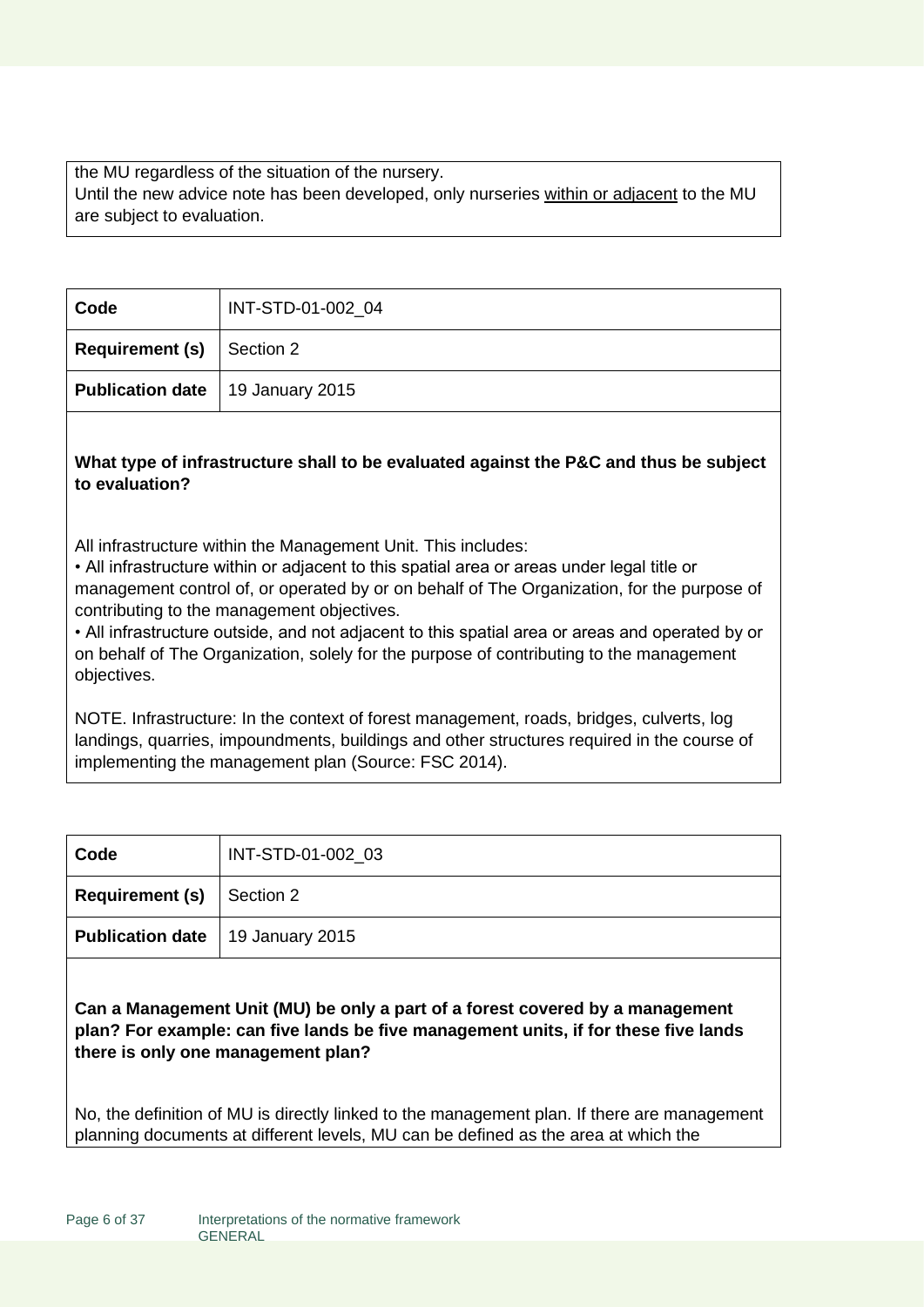the MU regardless of the situation of the nursery.
Until the new advice note has been developed, only nurseries <u>within or adjacent</u> to the MU are subject to evaluation.

| **Code** | INT-STD-01-002_04 |
|---|---|
| **Requirement (s)** | Section 2 |
| **Publication date** | 19 January 2015 |

**What type of infrastructure shall to be evaluated against the P&C and thus be subject to evaluation?**

All infrastructure within the Management Unit. This includes:

• All infrastructure within or adjacent to this spatial area or areas under legal title or management control of, or operated by or on behalf of The Organization, for the purpose of contributing to the management objectives.

• All infrastructure outside, and not adjacent to this spatial area or areas and operated by or on behalf of The Organization, solely for the purpose of contributing to the management objectives.

NOTE. Infrastructure: In the context of forest management, roads, bridges, culverts, log landings, quarries, impoundments, buildings and other structures required in the course of implementing the management plan (Source: FSC 2014).

| **Code** | INT-STD-01-002_03 |
|---|---|
| **Requirement (s)** | Section 2 |
| **Publication date** | 19 January 2015 |

**Can a Management Unit (MU) be only a part of a forest covered by a management plan? For example: can five lands be five management units, if for these five lands there is only one management plan?**

No, the definition of MU is directly linked to the management plan. If there are management planning documents at different levels, MU can be defined as the area at which the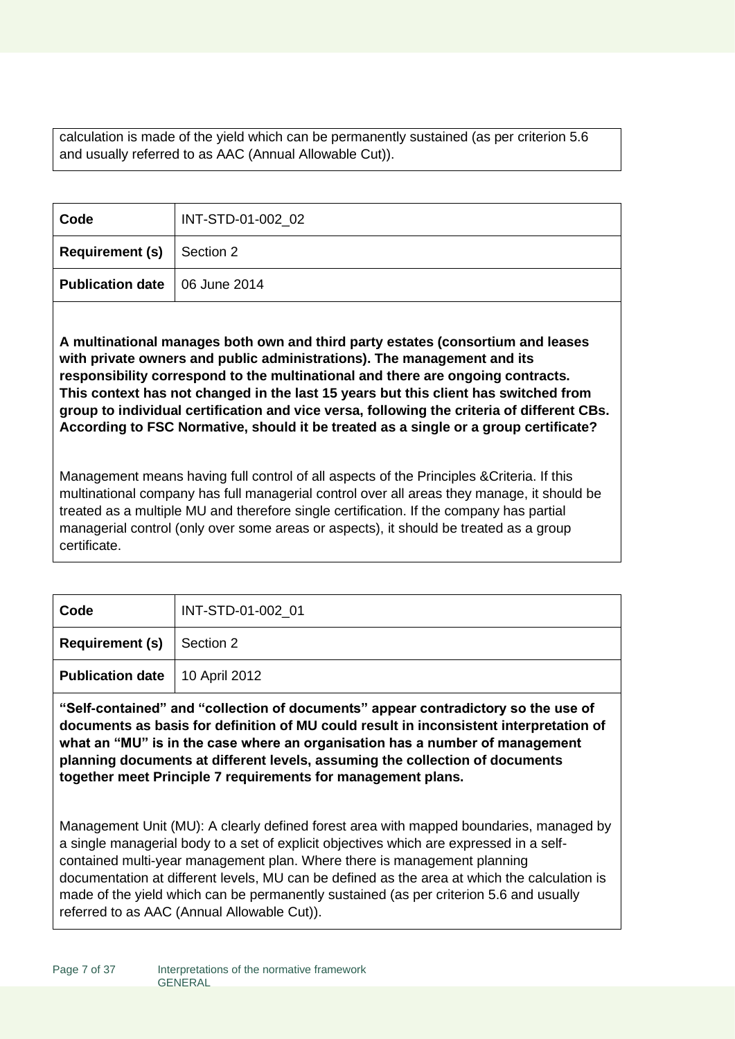calculation is made of the yield which can be permanently sustained (as per criterion 5.6 and usually referred to as AAC (Annual Allowable Cut)).

| Code | INT-STD-01-002_02 |
| --- | --- |
| **Requirement (s)** | Section 2 |
| **Publication date** | 06 June 2014 |

**A multinational manages both own and third party estates (consortium and leases with private owners and public administrations). The management and its responsibility correspond to the multinational and there are ongoing contracts. This context has not changed in the last 15 years but this client has switched from group to individual certification and vice versa, following the criteria of different CBs. According to FSC Normative, should it be treated as a single or a group certificate?**

Management means having full control of all aspects of the Principles &Criteria. If this multinational company has full managerial control over all areas they manage, it should be treated as a multiple MU and therefore single certification. If the company has partial managerial control (only over some areas or aspects), it should be treated as a group certificate.

| Code | INT-STD-01-002_01 |
| --- | --- |
| **Requirement (s)** | Section 2 |
| **Publication date** | 10 April 2012 |

**"Self-contained" and "collection of documents" appear contradictory so the use of documents as basis for definition of MU could result in inconsistent interpretation of what an "MU" is in the case where an organisation has a number of management planning documents at different levels, assuming the collection of documents together meet Principle 7 requirements for management plans.**

Management Unit (MU): A clearly defined forest area with mapped boundaries, managed by a single managerial body to a set of explicit objectives which are expressed in a self-contained multi-year management plan. Where there is management planning documentation at different levels, MU can be defined as the area at which the calculation is made of the yield which can be permanently sustained (as per criterion 5.6 and usually referred to as AAC (Annual Allowable Cut)).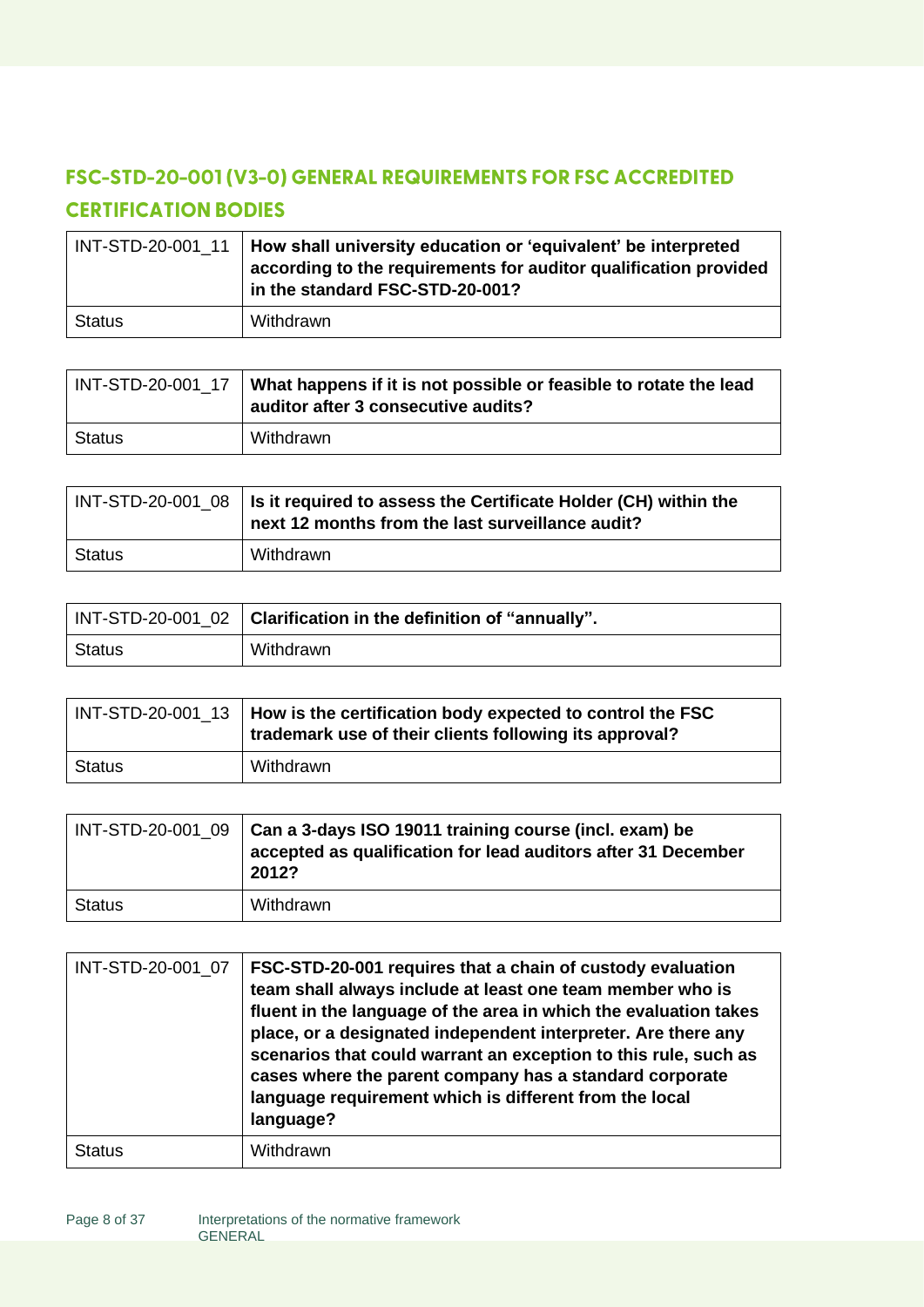## FSC-STD-20-001 (V3-0) GENERAL REQUIREMENTS FOR FSC ACCREDITED CERTIFICATION BODIES

| INT-STD-20-001_11 | **How shall university education or 'equivalent' be interpreted according to the requirements for auditor qualification provided in the standard FSC-STD-20-001?** |
|---|---|
| Status | Withdrawn |

| INT-STD-20-001_17 | **What happens if it is not possible or feasible to rotate the lead auditor after 3 consecutive audits?** |
|---|---|
| Status | Withdrawn |

| INT-STD-20-001_08 | **Is it required to assess the Certificate Holder (CH) within the next 12 months from the last surveillance audit?** |
|---|---|
| Status | Withdrawn |

| INT-STD-20-001_02 | **Clarification in the definition of "annually".** |
|---|---|
| Status | Withdrawn |

| INT-STD-20-001_13 | **How is the certification body expected to control the FSC trademark use of their clients following its approval?** |
|---|---|
| Status | Withdrawn |

| INT-STD-20-001_09 | **Can a 3-days ISO 19011 training course (incl. exam) be accepted as qualification for lead auditors after 31 December 2012?** |
|---|---|
| Status | Withdrawn |

| INT-STD-20-001_07 | **FSC-STD-20-001 requires that a chain of custody evaluation team shall always include at least one team member who is fluent in the language of the area in which the evaluation takes place, or a designated independent interpreter. Are there any scenarios that could warrant an exception to this rule, such as cases where the parent company has a standard corporate language requirement which is different from the local language?** |
|---|---|
| Status | Withdrawn |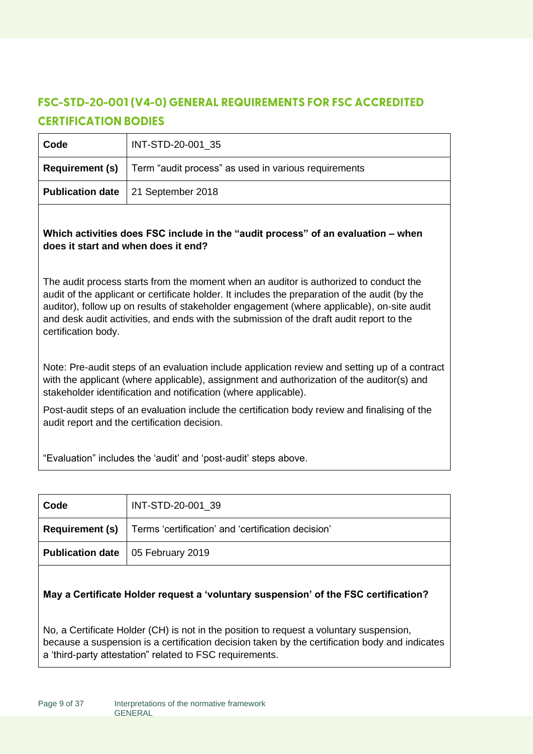## FSC-STD-20-001 (V4-0) GENERAL REQUIREMENTS FOR FSC ACCREDITED CERTIFICATION BODIES

| **Code** | INT-STD-20-001_35 |
|---|---|
| **Requirement (s)** | Term “audit process” as used in various requirements |
| **Publication date** | 21 September 2018 |

**Which activities does FSC include in the “audit process” of an evaluation – when does it start and when does it end?**

The audit process starts from the moment when an auditor is authorized to conduct the audit of the applicant or certificate holder. It includes the preparation of the audit (by the auditor), follow up on results of stakeholder engagement (where applicable), on-site audit and desk audit activities, and ends with the submission of the draft audit report to the certification body.

Note: Pre-audit steps of an evaluation include application review and setting up of a contract with the applicant (where applicable), assignment and authorization of the auditor(s) and stakeholder identification and notification (where applicable).

Post-audit steps of an evaluation include the certification body review and finalising of the audit report and the certification decision.

“Evaluation” includes the ‘audit’ and ‘post-audit’ steps above.

| **Code** | INT-STD-20-001_39 |
|---|---|
| **Requirement (s)** | Terms ‘certification’ and ‘certification decision’ |
| **Publication date** | 05 February 2019 |

**May a Certificate Holder request a ‘voluntary suspension’ of the FSC certification?**

No, a Certificate Holder (CH) is not in the position to request a voluntary suspension, because a suspension is a certification decision taken by the certification body and indicates a ‘third-party attestation” related to FSC requirements.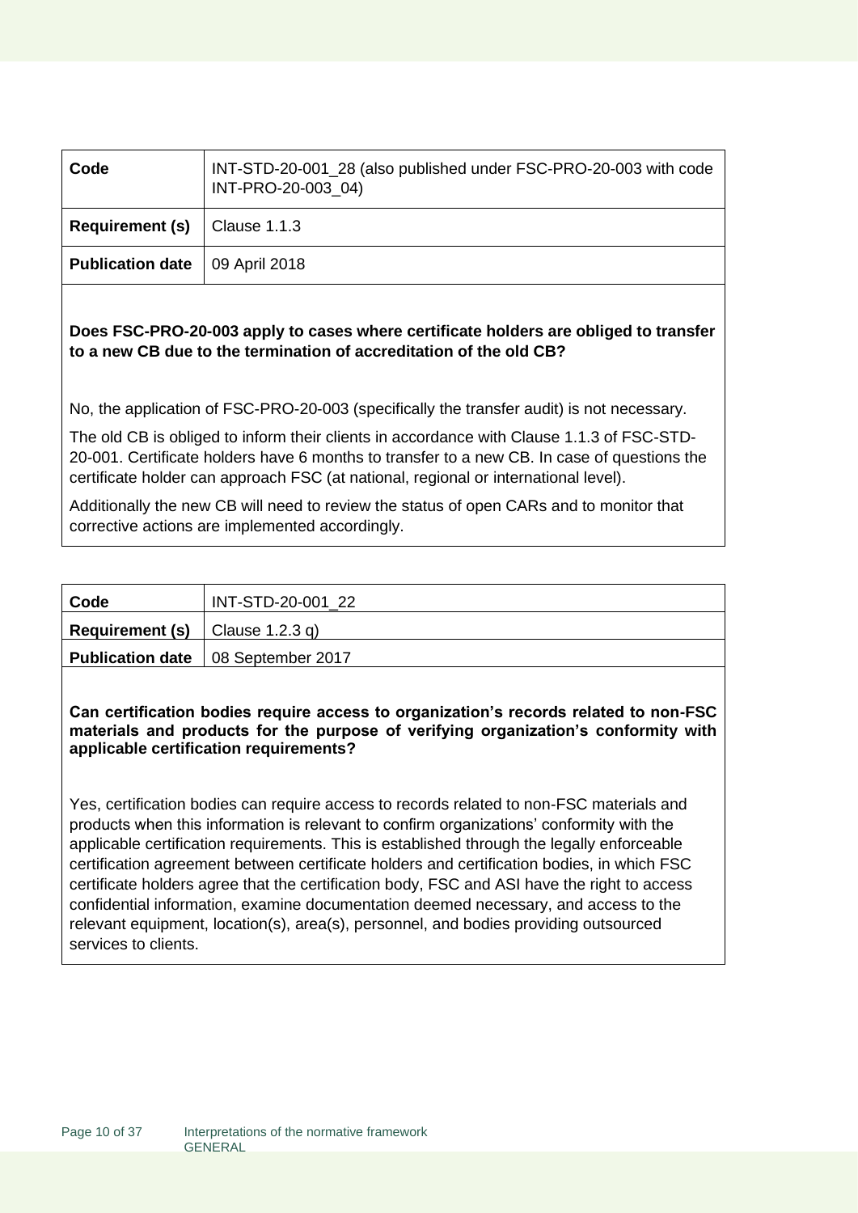| Code | INT-STD-20-001_28 (also published under FSC-PRO-20-003 with code INT-PRO-20-003_04) |
|---|---|
| **Requirement (s)** | Clause 1.1.3 |
| **Publication date** | 09 April 2018 |

**Does FSC-PRO-20-003 apply to cases where certificate holders are obliged to transfer to a new CB due to the termination of accreditation of the old CB?**

No, the application of FSC-PRO-20-003 (specifically the transfer audit) is not necessary.

The old CB is obliged to inform their clients in accordance with Clause 1.1.3 of FSC-STD-20-001. Certificate holders have 6 months to transfer to a new CB. In case of questions the certificate holder can approach FSC (at national, regional or international level).

Additionally the new CB will need to review the status of open CARs and to monitor that corrective actions are implemented accordingly.

| Code | INT-STD-20-001_22 |
|---|---|
| **Requirement (s)** | Clause 1.2.3 q) |
| **Publication date** | 08 September 2017 |

**Can certification bodies require access to organization's records related to non-FSC materials and products for the purpose of verifying organization's conformity with applicable certification requirements?**

Yes, certification bodies can require access to records related to non-FSC materials and products when this information is relevant to confirm organizations' conformity with the applicable certification requirements. This is established through the legally enforceable certification agreement between certificate holders and certification bodies, in which FSC certificate holders agree that the certification body, FSC and ASI have the right to access confidential information, examine documentation deemed necessary, and access to the relevant equipment, location(s), area(s), personnel, and bodies providing outsourced services to clients.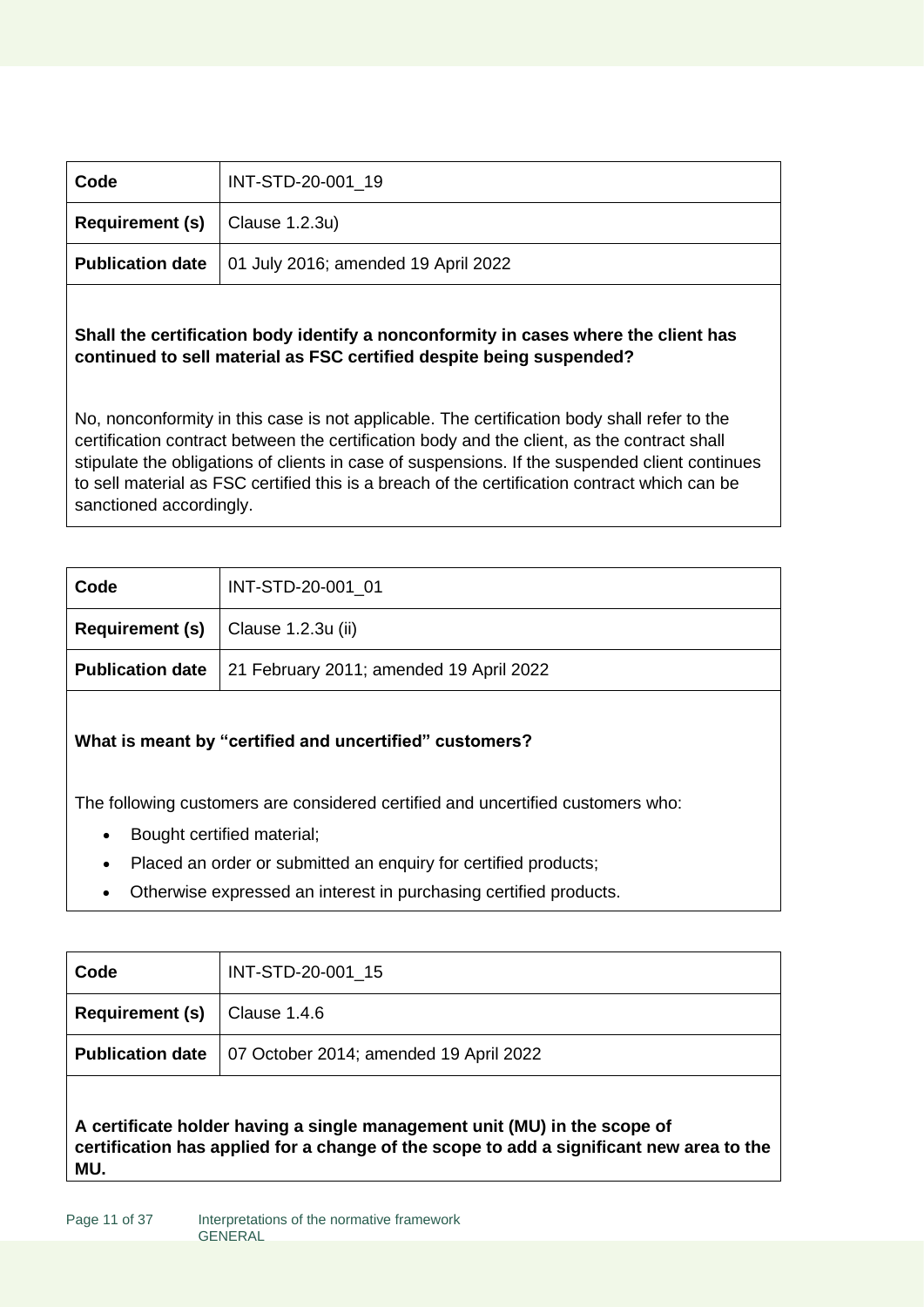| Code | INT-STD-20-001_19 |
| --- | --- |
| **Requirement (s)** | Clause 1.2.3u) |
| **Publication date** | 01 July 2016; amended 19 April 2022 |

**Shall the certification body identify a nonconformity in cases where the client has continued to sell material as FSC certified despite being suspended?**

No, nonconformity in this case is not applicable. The certification body shall refer to the certification contract between the certification body and the client, as the contract shall stipulate the obligations of clients in case of suspensions. If the suspended client continues to sell material as FSC certified this is a breach of the certification contract which can be sanctioned accordingly.

| Code | INT-STD-20-001_01 |
| --- | --- |
| **Requirement (s)** | Clause 1.2.3u (ii) |
| **Publication date** | 21 February 2011; amended 19 April 2022 |

**What is meant by "certified and uncertified" customers?**

The following customers are considered certified and uncertified customers who:

- Bought certified material;
- Placed an order or submitted an enquiry for certified products;
- Otherwise expressed an interest in purchasing certified products.

| Code | INT-STD-20-001_15 |
| --- | --- |
| **Requirement (s)** | Clause 1.4.6 |
| **Publication date** | 07 October 2014; amended 19 April 2022 |

**A certificate holder having a single management unit (MU) in the scope of certification has applied for a change of the scope to add a significant new area to the MU.**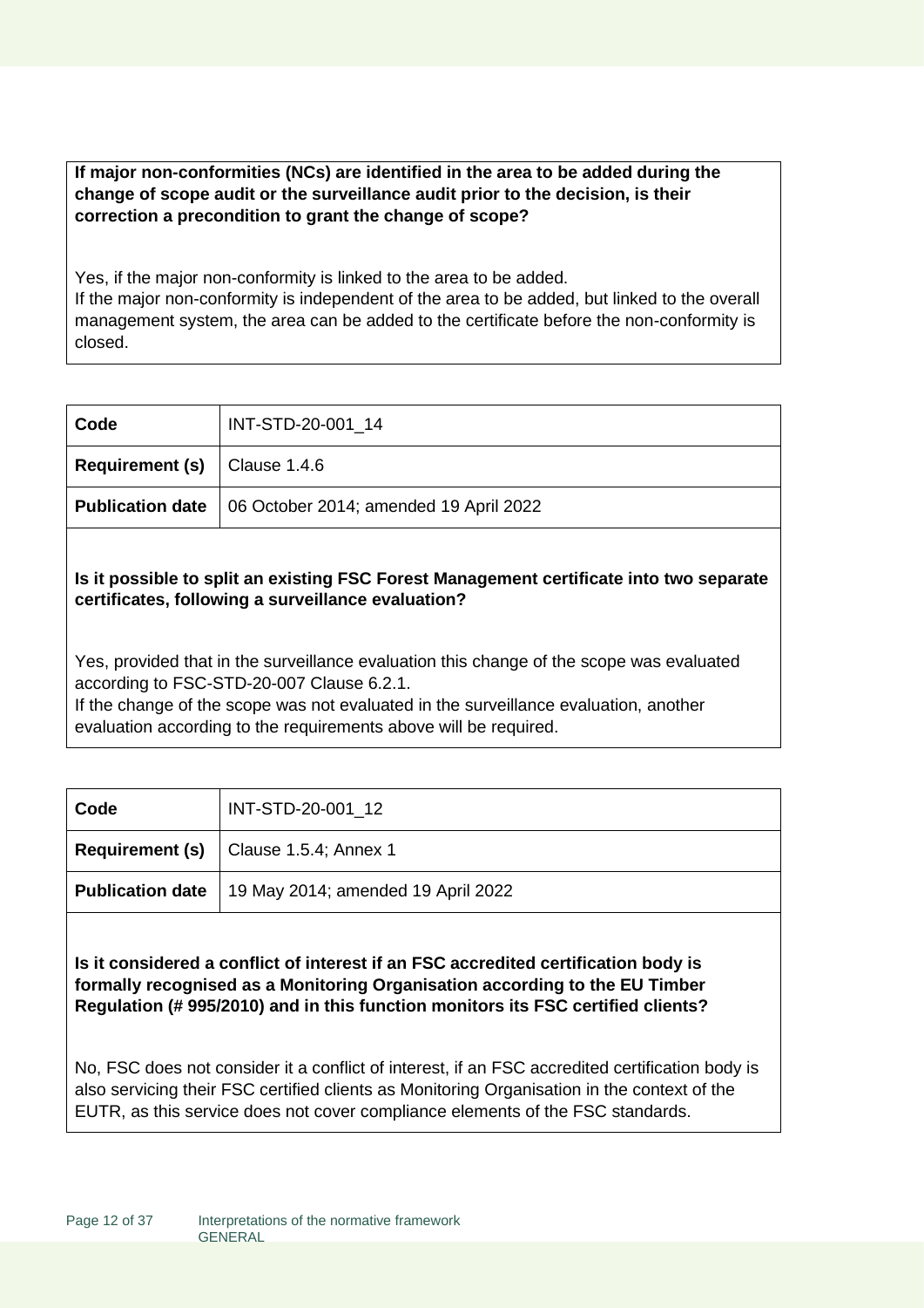**If major non-conformities (NCs) are identified in the area to be added during the change of scope audit or the surveillance audit prior to the decision, is their correction a precondition to grant the change of scope?**

Yes, if the major non-conformity is linked to the area to be added.
If the major non-conformity is independent of the area to be added, but linked to the overall management system, the area can be added to the certificate before the non-conformity is closed.

| **Code** | INT-STD-20-001_14 |
|---|---|
| **Requirement (s)** | Clause 1.4.6 |
| **Publication date** | 06 October 2014; amended 19 April 2022 |

**Is it possible to split an existing FSC Forest Management certificate into two separate certificates, following a surveillance evaluation?**

Yes, provided that in the surveillance evaluation this change of the scope was evaluated according to FSC-STD-20-007 Clause 6.2.1.
If the change of the scope was not evaluated in the surveillance evaluation, another evaluation according to the requirements above will be required.

| **Code** | INT-STD-20-001_12 |
|---|---|
| **Requirement (s)** | Clause 1.5.4; Annex 1 |
| **Publication date** | 19 May 2014; amended 19 April 2022 |

**Is it considered a conflict of interest if an FSC accredited certification body is formally recognised as a Monitoring Organisation according to the EU Timber Regulation (# 995/2010) and in this function monitors its FSC certified clients?**

No, FSC does not consider it a conflict of interest, if an FSC accredited certification body is also servicing their FSC certified clients as Monitoring Organisation in the context of the EUTR, as this service does not cover compliance elements of the FSC standards.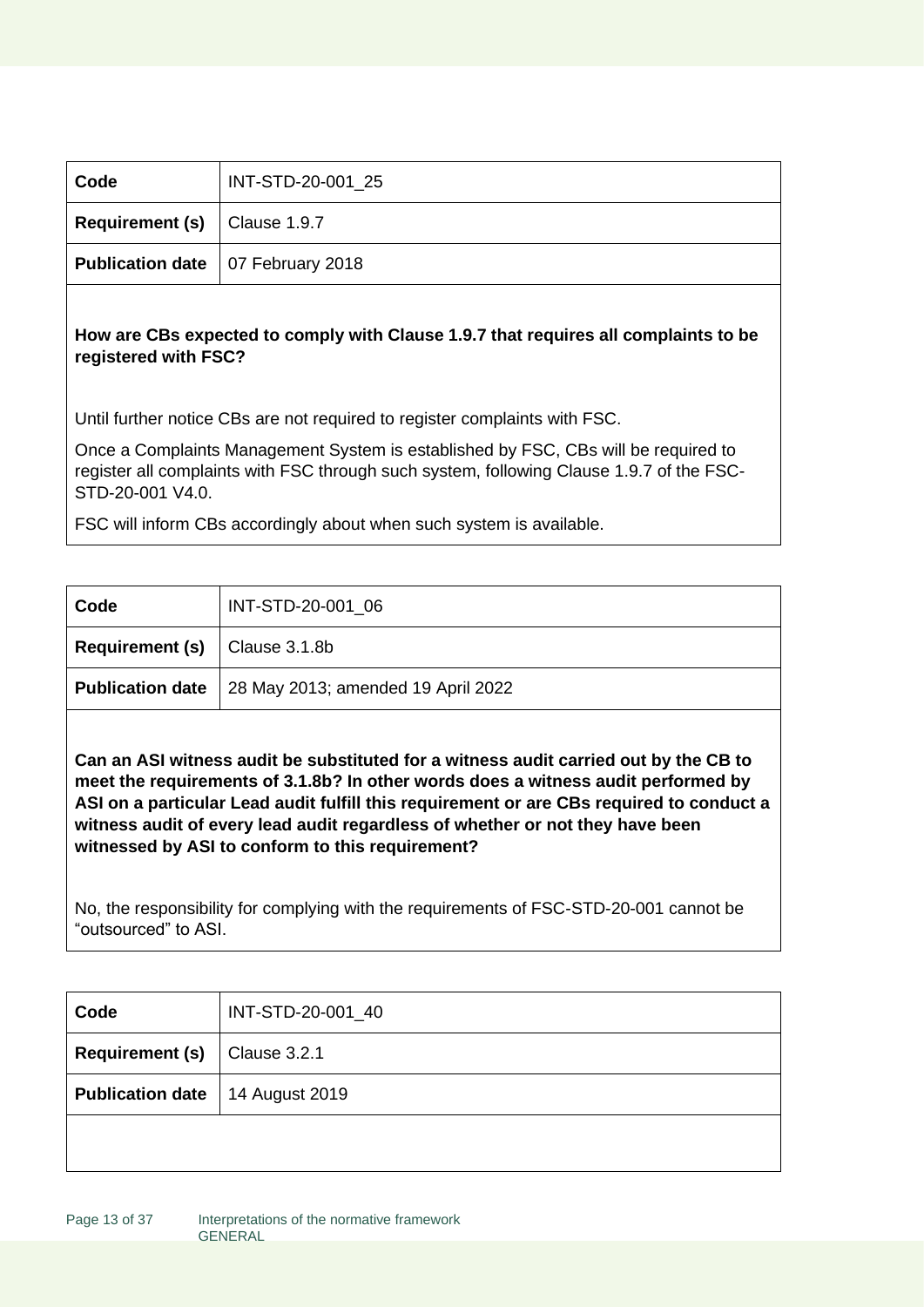| Code | INT-STD-20-001_25 |
|---|---|
| **Requirement (s)** | Clause 1.9.7 |
| **Publication date** | 07 February 2018 |

**How are CBs expected to comply with Clause 1.9.7 that requires all complaints to be registered with FSC?**

Until further notice CBs are not required to register complaints with FSC.

Once a Complaints Management System is established by FSC, CBs will be required to register all complaints with FSC through such system, following Clause 1.9.7 of the FSC-STD-20-001 V4.0.

FSC will inform CBs accordingly about when such system is available.

| Code | INT-STD-20-001_06 |
|---|---|
| **Requirement (s)** | Clause 3.1.8b |
| **Publication date** | 28 May 2013; amended 19 April 2022 |

**Can an ASI witness audit be substituted for a witness audit carried out by the CB to meet the requirements of 3.1.8b? In other words does a witness audit performed by ASI on a particular Lead audit fulfill this requirement or are CBs required to conduct a witness audit of every lead audit regardless of whether or not they have been witnessed by ASI to conform to this requirement?**

No, the responsibility for complying with the requirements of FSC-STD-20-001 cannot be "outsourced" to ASI.

| Code | INT-STD-20-001_40 |
|---|---|
| **Requirement (s)** | Clause 3.2.1 |
| **Publication date** | 14 August 2019 |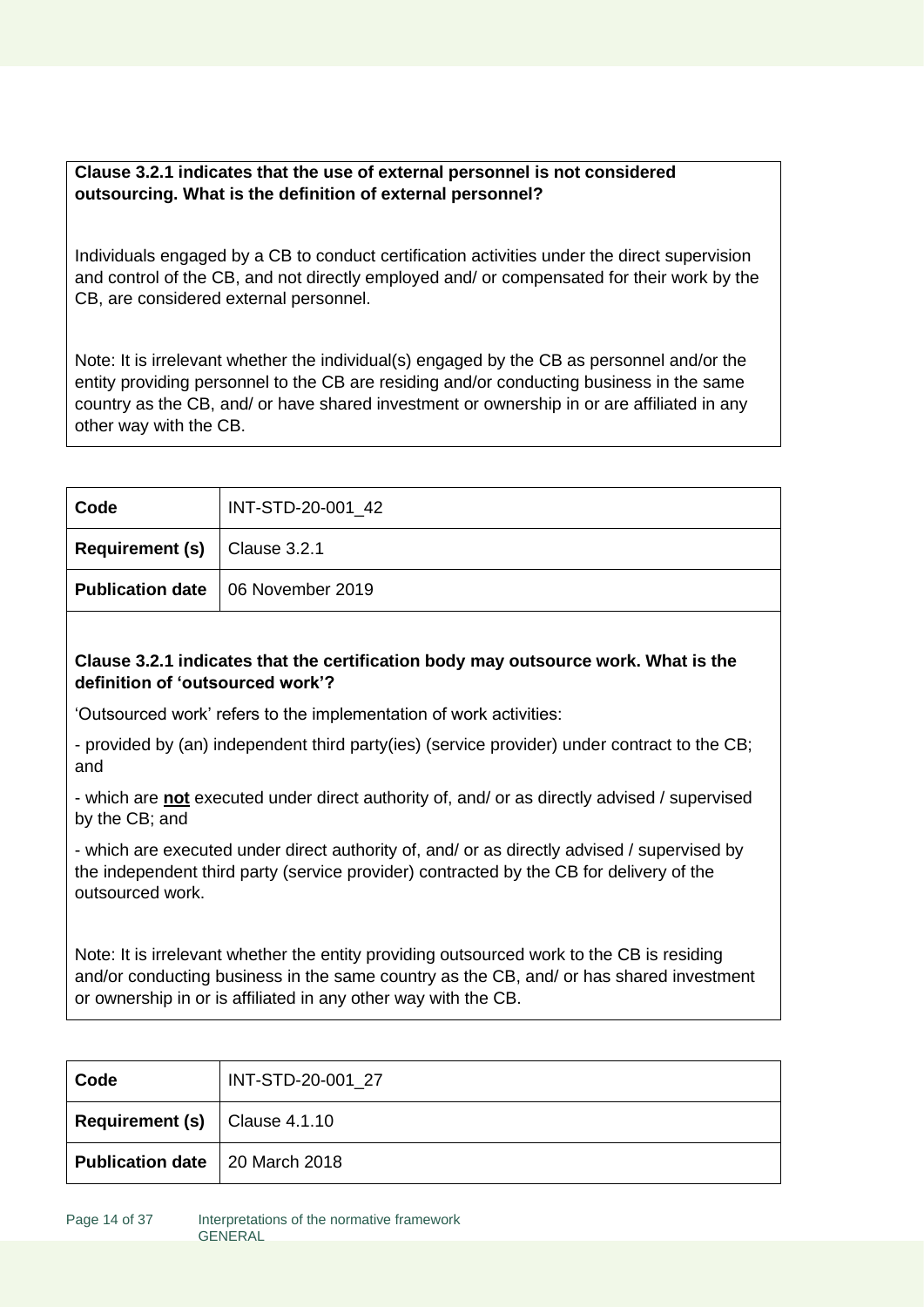**Clause 3.2.1 indicates that the use of external personnel is not considered outsourcing. What is the definition of external personnel?**

Individuals engaged by a CB to conduct certification activities under the direct supervision and control of the CB, and not directly employed and/ or compensated for their work by the CB, are considered external personnel.

Note: It is irrelevant whether the individual(s) engaged by the CB as personnel and/or the entity providing personnel to the CB are residing and/or conducting business in the same country as the CB, and/ or have shared investment or ownership in or are affiliated in any other way with the CB.

| **Code** | INT-STD-20-001_42 |
|---|---|
| **Requirement (s)** | Clause 3.2.1 |
| **Publication date** | 06 November 2019 |

**Clause 3.2.1 indicates that the certification body may outsource work. What is the definition of 'outsourced work'?**

'Outsourced work' refers to the implementation of work activities:

- provided by (an) independent third party(ies) (service provider) under contract to the CB; and
- which are **not** executed under direct authority of, and/ or as directly advised / supervised by the CB; and
- which are executed under direct authority of, and/ or as directly advised / supervised by the independent third party (service provider) contracted by the CB for delivery of the outsourced work.

Note: It is irrelevant whether the entity providing outsourced work to the CB is residing and/or conducting business in the same country as the CB, and/ or has shared investment or ownership in or is affiliated in any other way with the CB.

| **Code** | INT-STD-20-001_27 |
|---|---|
| **Requirement (s)** | Clause 4.1.10 |
| **Publication date** | 20 March 2018 |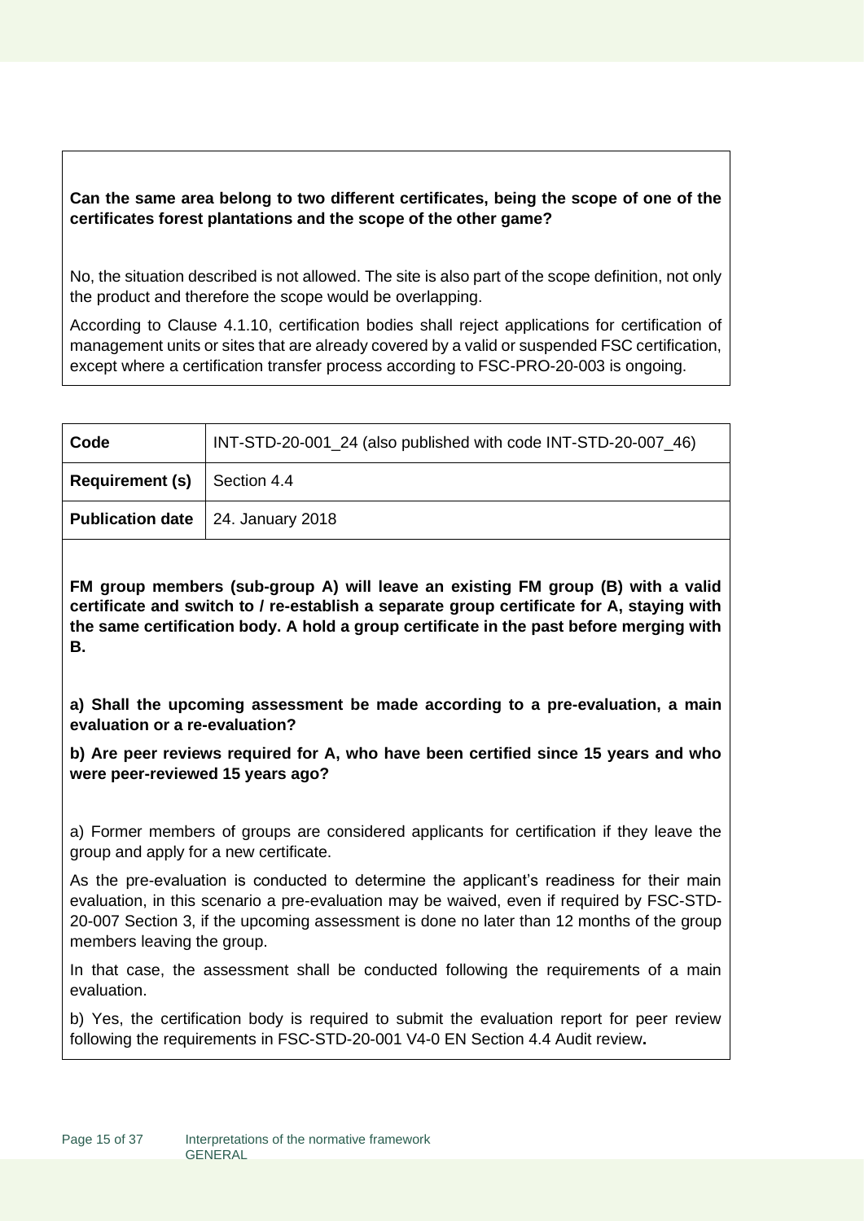**Can the same area belong to two different certificates, being the scope of one of the certificates forest plantations and the scope of the other game?**

No, the situation described is not allowed. The site is also part of the scope definition, not only the product and therefore the scope would be overlapping.

According to Clause 4.1.10, certification bodies shall reject applications for certification of management units or sites that are already covered by a valid or suspended FSC certification, except where a certification transfer process according to FSC-PRO-20-003 is ongoing.

| **Code** | INT-STD-20-001_24 (also published with code INT-STD-20-007_46) |
|---|---|
| **Requirement (s)** | Section 4.4 |
| **Publication date** | 24. January 2018 |

**FM group members (sub-group A) will leave an existing FM group (B) with a valid certificate and switch to / re-establish a separate group certificate for A, staying with the same certification body. A hold a group certificate in the past before merging with B.**

**a) Shall the upcoming assessment be made according to a pre-evaluation, a main evaluation or a re-evaluation?**

**b) Are peer reviews required for A, who have been certified since 15 years and who were peer-reviewed 15 years ago?**

a) Former members of groups are considered applicants for certification if they leave the group and apply for a new certificate.

As the pre-evaluation is conducted to determine the applicant's readiness for their main evaluation, in this scenario a pre-evaluation may be waived, even if required by FSC-STD-20-007 Section 3, if the upcoming assessment is done no later than 12 months of the group members leaving the group.

In that case, the assessment shall be conducted following the requirements of a main evaluation.

b) Yes, the certification body is required to submit the evaluation report for peer review following the requirements in FSC-STD-20-001 V4-0 EN Section 4.4 Audit review**.**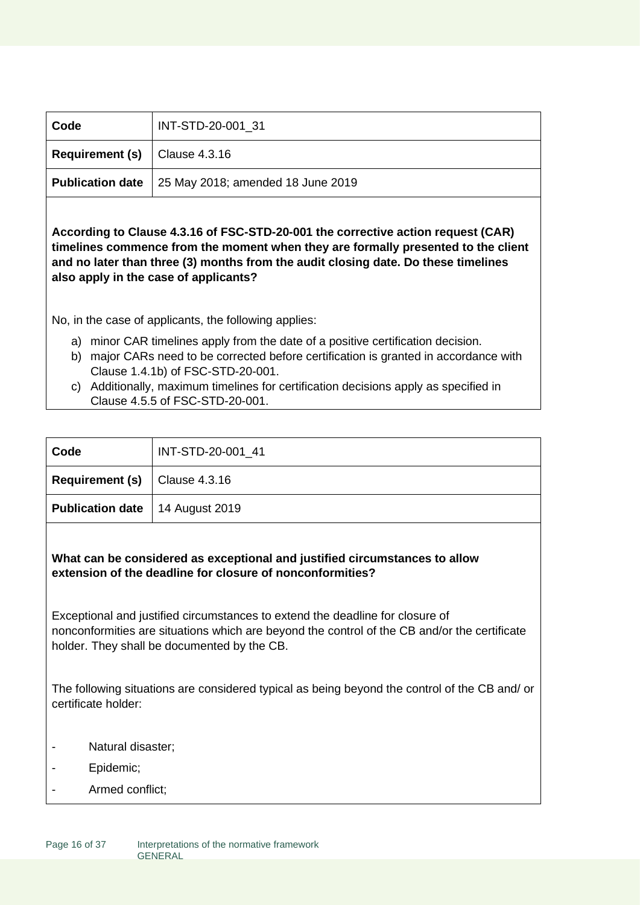| Code | INT-STD-20-001_31 |
|---|---|
| **Requirement (s)** | Clause 4.3.16 |
| **Publication date** | 25 May 2018; amended 18 June 2019 |

**According to Clause 4.3.16 of FSC-STD-20-001 the corrective action request (CAR) timelines commence from the moment when they are formally presented to the client and no later than three (3) months from the audit closing date. Do these timelines also apply in the case of applicants?**

No, in the case of applicants, the following applies:

a) minor CAR timelines apply from the date of a positive certification decision.
b) major CARs need to be corrected before certification is granted in accordance with Clause 1.4.1b) of FSC-STD-20-001.
c) Additionally, maximum timelines for certification decisions apply as specified in Clause 4.5.5 of FSC-STD-20-001.

| Code | INT-STD-20-001_41 |
|---|---|
| **Requirement (s)** | Clause 4.3.16 |
| **Publication date** | 14 August 2019 |

**What can be considered as exceptional and justified circumstances to allow extension of the deadline for closure of nonconformities?**

Exceptional and justified circumstances to extend the deadline for closure of nonconformities are situations which are beyond the control of the CB and/or the certificate holder. They shall be documented by the CB.

The following situations are considered typical as being beyond the control of the CB and/ or certificate holder:

- Natural disaster;
- Epidemic;
- Armed conflict;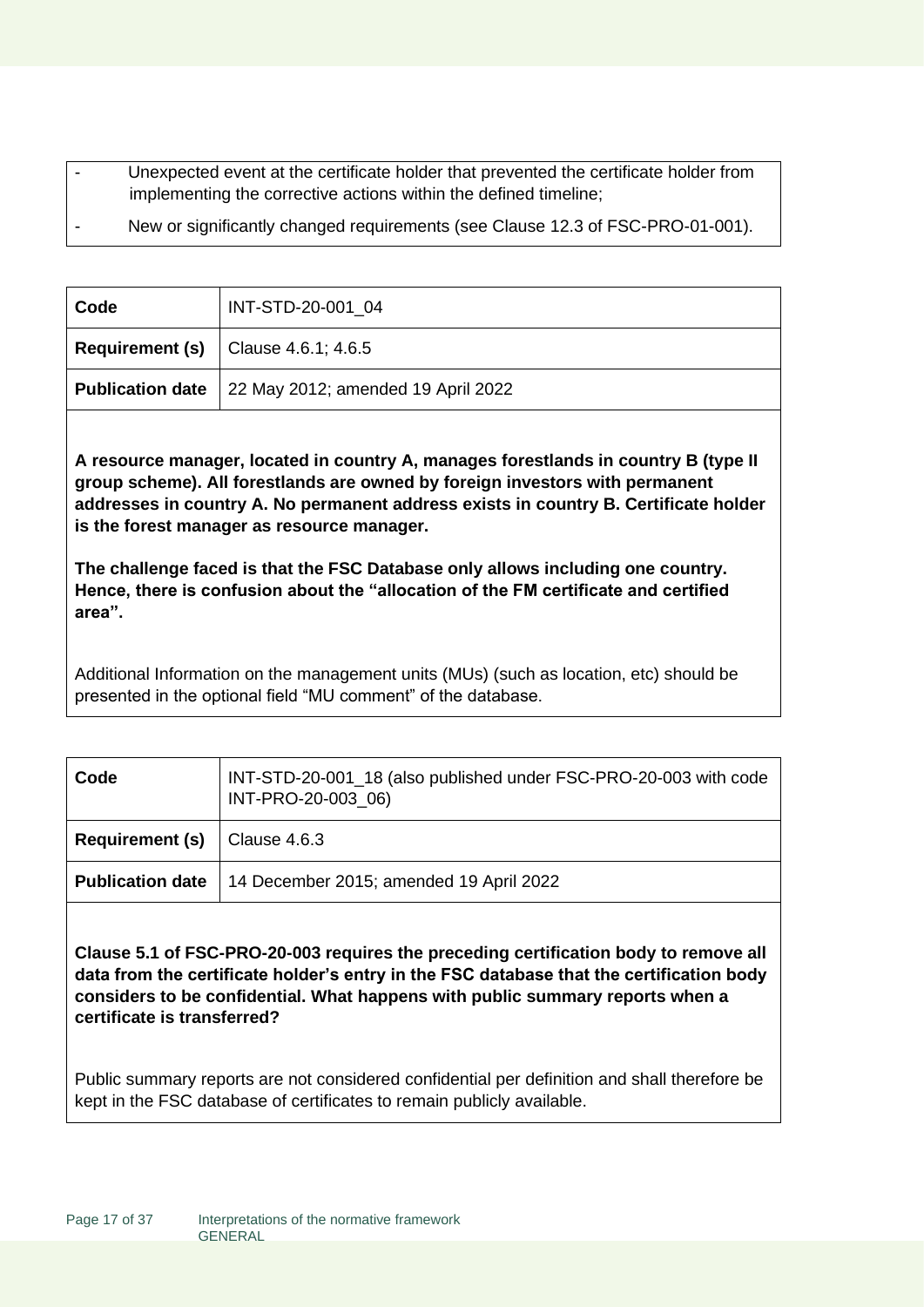- Unexpected event at the certificate holder that prevented the certificate holder from implementing the corrective actions within the defined timeline;
- New or significantly changed requirements (see Clause 12.3 of FSC-PRO-01-001).

| **Code** | INT-STD-20-001_04 |
| --- | --- |
| **Requirement (s)** | Clause 4.6.1; 4.6.5 |
| **Publication date** | 22 May 2012; amended 19 April 2022 |

**A resource manager, located in country A, manages forestlands in country B (type II group scheme). All forestlands are owned by foreign investors with permanent addresses in country A. No permanent address exists in country B. Certificate holder is the forest manager as resource manager.**

**The challenge faced is that the FSC Database only allows including one country. Hence, there is confusion about the "allocation of the FM certificate and certified area".**

Additional Information on the management units (MUs) (such as location, etc) should be presented in the optional field "MU comment" of the database.

| **Code** | INT-STD-20-001_18 (also published under FSC-PRO-20-003 with code INT-PRO-20-003_06) |
| --- | --- |
| **Requirement (s)** | Clause 4.6.3 |
| **Publication date** | 14 December 2015; amended 19 April 2022 |

**Clause 5.1 of FSC-PRO-20-003 requires the preceding certification body to remove all data from the certificate holder's entry in the FSC database that the certification body considers to be confidential. What happens with public summary reports when a certificate is transferred?**

Public summary reports are not considered confidential per definition and shall therefore be kept in the FSC database of certificates to remain publicly available.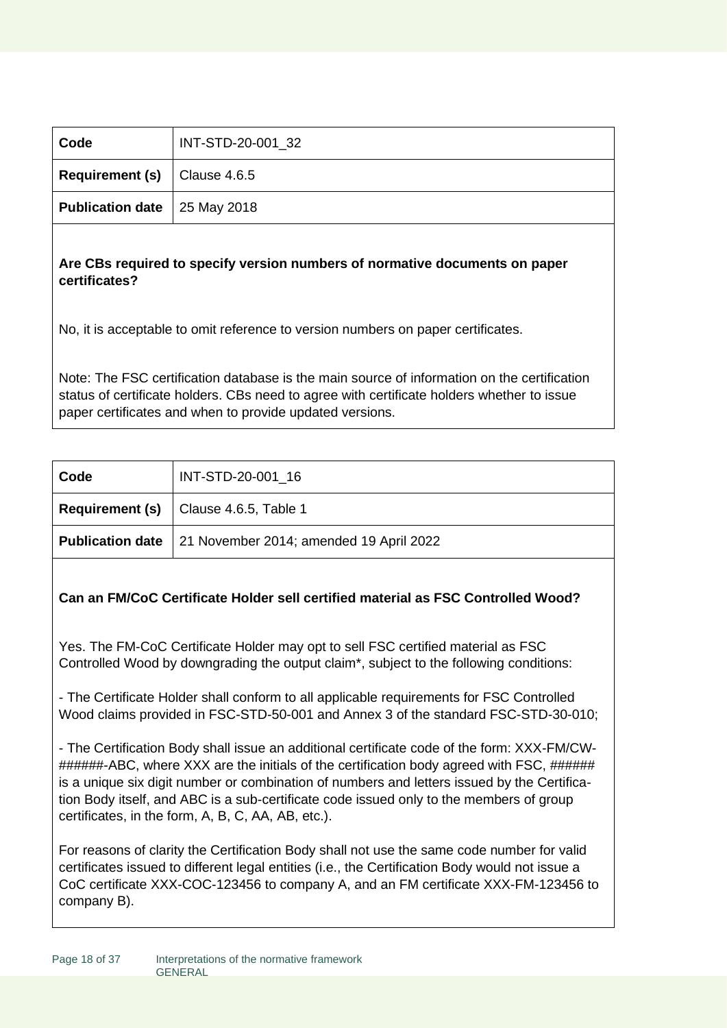| Code | INT-STD-20-001_32 |
| --- | --- |
| **Requirement (s)** | Clause 4.6.5 |
| **Publication date** | 25 May 2018 |

**Are CBs required to specify version numbers of normative documents on paper certificates?**

No, it is acceptable to omit reference to version numbers on paper certificates.

Note: The FSC certification database is the main source of information on the certification status of certificate holders. CBs need to agree with certificate holders whether to issue paper certificates and when to provide updated versions.

| Code | INT-STD-20-001_16 |
| --- | --- |
| **Requirement (s)** | Clause 4.6.5, Table 1 |
| **Publication date** | 21 November 2014; amended 19 April 2022 |

**Can an FM/CoC Certificate Holder sell certified material as FSC Controlled Wood?**

Yes. The FM-CoC Certificate Holder may opt to sell FSC certified material as FSC Controlled Wood by downgrading the output claim*, subject to the following conditions:

- The Certificate Holder shall conform to all applicable requirements for FSC Controlled Wood claims provided in FSC-STD-50-001 and Annex 3 of the standard FSC-STD-30-010;

- The Certification Body shall issue an additional certificate code of the form: XXX-FM/CW-######-ABC, where XXX are the initials of the certification body agreed with FSC, ###### is a unique six digit number or combination of numbers and letters issued by the Certification Body itself, and ABC is a sub-certificate code issued only to the members of group certificates, in the form, A, B, C, AA, AB, etc.).

For reasons of clarity the Certification Body shall not use the same code number for valid certificates issued to different legal entities (i.e., the Certification Body would not issue a CoC certificate XXX-COC-123456 to company A, and an FM certificate XXX-FM-123456 to company B).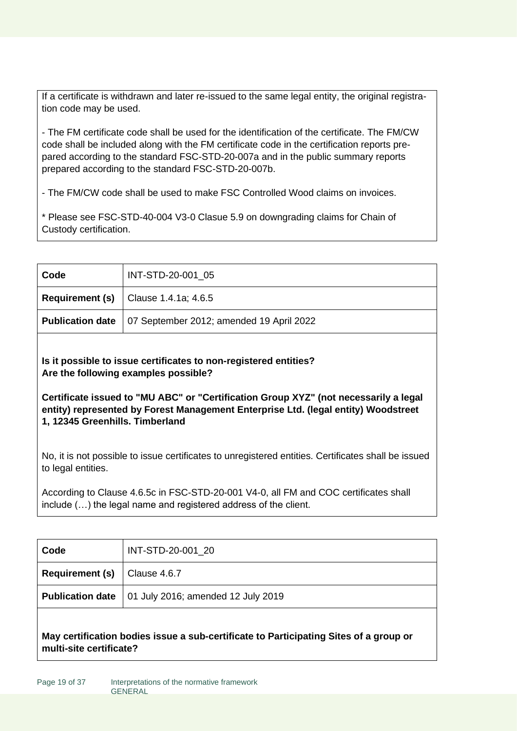If a certificate is withdrawn and later re-issued to the same legal entity, the original registration code may be used.

- The FM certificate code shall be used for the identification of the certificate. The FM/CW code shall be included along with the FM certificate code in the certification reports prepared according to the standard FSC-STD-20-007a and in the public summary reports prepared according to the standard FSC-STD-20-007b.

- The FM/CW code shall be used to make FSC Controlled Wood claims on invoices.

* Please see FSC-STD-40-004 V3-0 Clasue 5.9 on downgrading claims for Chain of Custody certification.

| **Code** | INT-STD-20-001_05 |
|---|---|
| **Requirement (s)** | Clause 1.4.1a; 4.6.5 |
| **Publication date** | 07 September 2012; amended 19 April 2022 |

**Is it possible to issue certificates to non-registered entities?**
**Are the following examples possible?**

**Certificate issued to "MU ABC" or "Certification Group XYZ" (not necessarily a legal entity) represented by Forest Management Enterprise Ltd. (legal entity) Woodstreet 1, 12345 Greenhills. Timberland**

No, it is not possible to issue certificates to unregistered entities. Certificates shall be issued to legal entities.

According to Clause 4.6.5c in FSC-STD-20-001 V4-0, all FM and COC certificates shall include (…) the legal name and registered address of the client.

| **Code** | INT-STD-20-001_20 |
|---|---|
| **Requirement (s)** | Clause 4.6.7 |
| **Publication date** | 01 July 2016; amended 12 July 2019 |

**May certification bodies issue a sub-certificate to Participating Sites of a group or multi-site certificate?**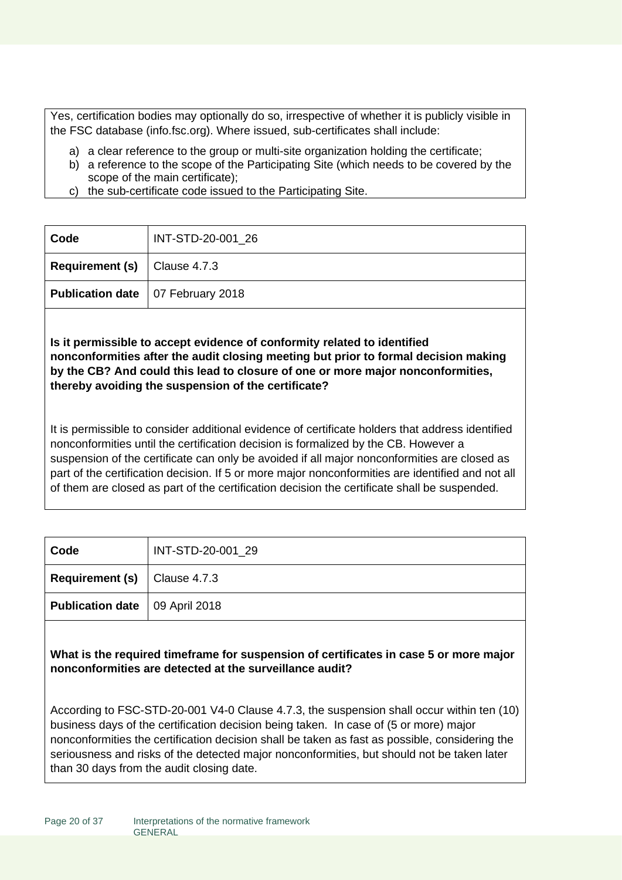Yes, certification bodies may optionally do so, irrespective of whether it is publicly visible in the FSC database (info.fsc.org). Where issued, sub-certificates shall include:

a) a clear reference to the group or multi-site organization holding the certificate;
b) a reference to the scope of the Participating Site (which needs to be covered by the scope of the main certificate);
c) the sub-certificate code issued to the Participating Site.

| **Code** | INT-STD-20-001_26 |
|---|---|
| **Requirement (s)** | Clause 4.7.3 |
| **Publication date** | 07 February 2018 |

**Is it permissible to accept evidence of conformity related to identified nonconformities after the audit closing meeting but prior to formal decision making by the CB? And could this lead to closure of one or more major nonconformities, thereby avoiding the suspension of the certificate?**

It is permissible to consider additional evidence of certificate holders that address identified nonconformities until the certification decision is formalized by the CB. However a suspension of the certificate can only be avoided if all major nonconformities are closed as part of the certification decision. If 5 or more major nonconformities are identified and not all of them are closed as part of the certification decision the certificate shall be suspended.

| **Code** | INT-STD-20-001_29 |
|---|---|
| **Requirement (s)** | Clause 4.7.3 |
| **Publication date** | 09 April 2018 |

**What is the required timeframe for suspension of certificates in case 5 or more major nonconformities are detected at the surveillance audit?**

According to FSC-STD-20-001 V4-0 Clause 4.7.3, the suspension shall occur within ten (10) business days of the certification decision being taken. In case of (5 or more) major nonconformities the certification decision shall be taken as fast as possible, considering the seriousness and risks of the detected major nonconformities, but should not be taken later than 30 days from the audit closing date.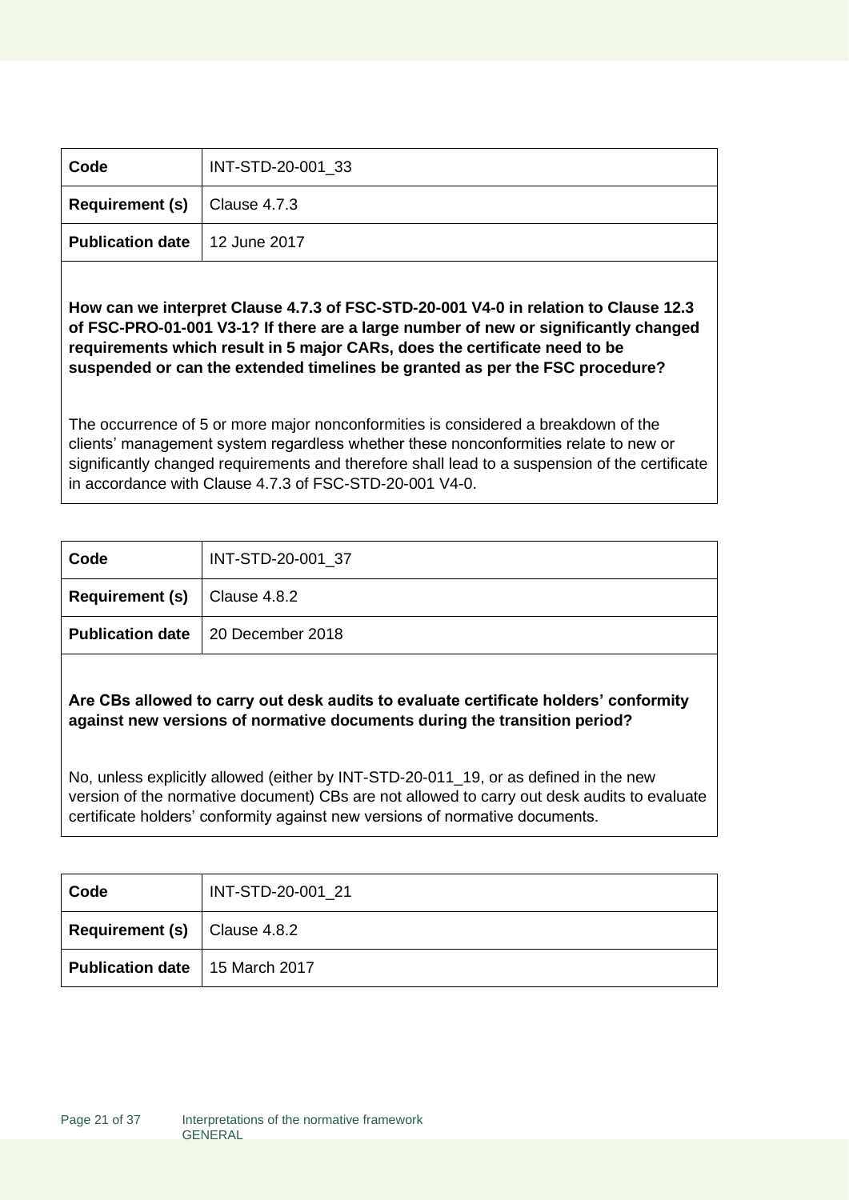| Code | INT-STD-20-001_33 |
| --- | --- |
| **Requirement (s)** | Clause 4.7.3 |
| **Publication date** | 12 June 2017 |

**How can we interpret Clause 4.7.3 of FSC-STD-20-001 V4-0 in relation to Clause 12.3 of FSC-PRO-01-001 V3-1? If there are a large number of new or significantly changed requirements which result in 5 major CARs, does the certificate need to be suspended or can the extended timelines be granted as per the FSC procedure?**

The occurrence of 5 or more major nonconformities is considered a breakdown of the clients' management system regardless whether these nonconformities relate to new or significantly changed requirements and therefore shall lead to a suspension of the certificate in accordance with Clause 4.7.3 of FSC-STD-20-001 V4-0.

| Code | INT-STD-20-001_37 |
| --- | --- |
| **Requirement (s)** | Clause 4.8.2 |
| **Publication date** | 20 December 2018 |

**Are CBs allowed to carry out desk audits to evaluate certificate holders' conformity against new versions of normative documents during the transition period?**

No, unless explicitly allowed (either by INT-STD-20-011_19, or as defined in the new version of the normative document) CBs are not allowed to carry out desk audits to evaluate certificate holders' conformity against new versions of normative documents.

| Code | INT-STD-20-001_21 |
| --- | --- |
| **Requirement (s)** | Clause 4.8.2 |
| **Publication date** | 15 March 2017 |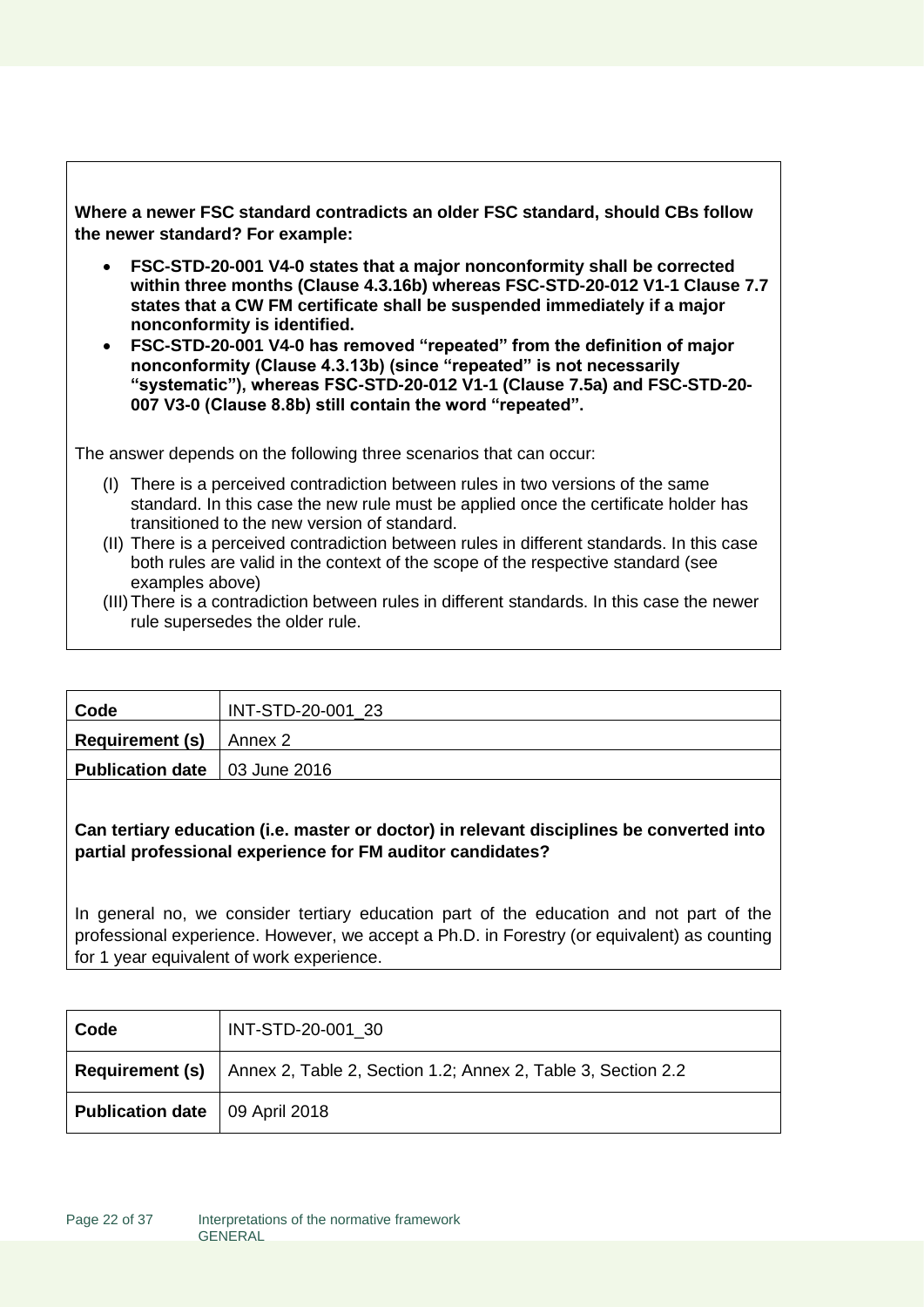**Where a newer FSC standard contradicts an older FSC standard, should CBs follow the newer standard? For example:**

- **FSC-STD-20-001 V4-0 states that a major nonconformity shall be corrected within three months (Clause 4.3.16b) whereas FSC-STD-20-012 V1-1 Clause 7.7 states that a CW FM certificate shall be suspended immediately if a major nonconformity is identified.**
- **FSC-STD-20-001 V4-0 has removed "repeated" from the definition of major nonconformity (Clause 4.3.13b) (since "repeated" is not necessarily "systematic"), whereas FSC-STD-20-012 V1-1 (Clause 7.5a) and FSC-STD-20-007 V3-0 (Clause 8.8b) still contain the word "repeated".**

The answer depends on the following three scenarios that can occur:

(I) There is a perceived contradiction between rules in two versions of the same standard. In this case the new rule must be applied once the certificate holder has transitioned to the new version of standard.
(II) There is a perceived contradiction between rules in different standards. In this case both rules are valid in the context of the scope of the respective standard (see examples above)
(III) There is a contradiction between rules in different standards. In this case the newer rule supersedes the older rule.

| Code | INT-STD-20-001_23 |
|---|---|
| **Requirement (s)** | Annex 2 |
| **Publication date** | 03 June 2016 |

**Can tertiary education (i.e. master or doctor) in relevant disciplines be converted into partial professional experience for FM auditor candidates?**

In general no, we consider tertiary education part of the education and not part of the professional experience. However, we accept a Ph.D. in Forestry (or equivalent) as counting for 1 year equivalent of work experience.

| Code | INT-STD-20-001_30 |
|---|---|
| **Requirement (s)** | Annex 2, Table 2, Section 1.2; Annex 2, Table 3, Section 2.2 |
| **Publication date** | 09 April 2018 |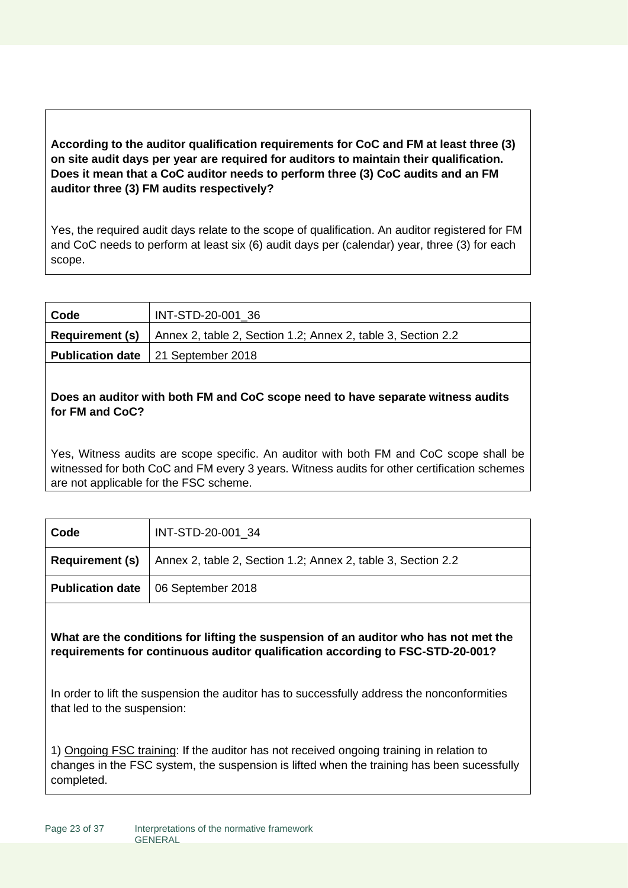**According to the auditor qualification requirements for CoC and FM at least three (3) on site audit days per year are required for auditors to maintain their qualification. Does it mean that a CoC auditor needs to perform three (3) CoC audits and an FM auditor three (3) FM audits respectively?**

Yes, the required audit days relate to the scope of qualification. An auditor registered for FM and CoC needs to perform at least six (6) audit days per (calendar) year, three (3) for each scope.

| **Code** | INT-STD-20-001_36 |
|---|---|
| **Requirement (s)** | Annex 2, table 2, Section 1.2; Annex 2, table 3, Section 2.2 |
| **Publication date** | 21 September 2018 |

**Does an auditor with both FM and CoC scope need to have separate witness audits for FM and CoC?**

Yes, Witness audits are scope specific. An auditor with both FM and CoC scope shall be witnessed for both CoC and FM every 3 years. Witness audits for other certification schemes are not applicable for the FSC scheme.

| **Code** | INT-STD-20-001_34 |
|---|---|
| **Requirement (s)** | Annex 2, table 2, Section 1.2; Annex 2, table 3, Section 2.2 |
| **Publication date** | 06 September 2018 |

**What are the conditions for lifting the suspension of an auditor who has not met the requirements for continuous auditor qualification according to FSC-STD-20-001?**

In order to lift the suspension the auditor has to successfully address the nonconformities that led to the suspension:

1) Ongoing FSC training: If the auditor has not received ongoing training in relation to changes in the FSC system, the suspension is lifted when the training has been sucessfully completed.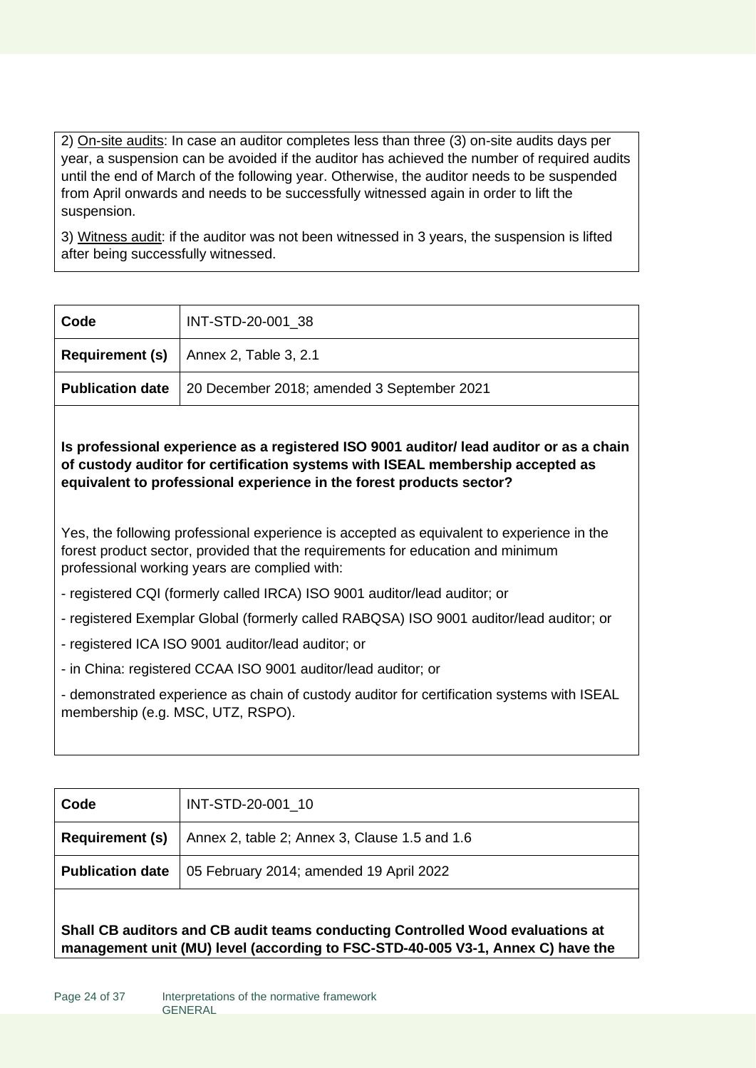2) On-site audits: In case an auditor completes less than three (3) on-site audits days per year, a suspension can be avoided if the auditor has achieved the number of required audits until the end of March of the following year. Otherwise, the auditor needs to be suspended from April onwards and needs to be successfully witnessed again in order to lift the suspension.

3) Witness audit: if the auditor was not been witnessed in 3 years, the suspension is lifted after being successfully witnessed.

| **Code** | INT-STD-20-001_38 |
|---|---|
| **Requirement (s)** | Annex 2, Table 3, 2.1 |
| **Publication date** | 20 December 2018; amended 3 September 2021 |

**Is professional experience as a registered ISO 9001 auditor/ lead auditor or as a chain of custody auditor for certification systems with ISEAL membership accepted as equivalent to professional experience in the forest products sector?**

Yes, the following professional experience is accepted as equivalent to experience in the forest product sector, provided that the requirements for education and minimum professional working years are complied with:

- registered CQI (formerly called IRCA) ISO 9001 auditor/lead auditor; or
- registered Exemplar Global (formerly called RABQSA) ISO 9001 auditor/lead auditor; or
- registered ICA ISO 9001 auditor/lead auditor; or
- in China: registered CCAA ISO 9001 auditor/lead auditor; or
- demonstrated experience as chain of custody auditor for certification systems with ISEAL membership (e.g. MSC, UTZ, RSPO).

| **Code** | INT-STD-20-001_10 |
|---|---|
| **Requirement (s)** | Annex 2, table 2; Annex 3, Clause 1.5 and 1.6 |
| **Publication date** | 05 February 2014; amended 19 April 2022 |

**Shall CB auditors and CB audit teams conducting Controlled Wood evaluations at management unit (MU) level (according to FSC-STD-40-005 V3-1, Annex C) have the**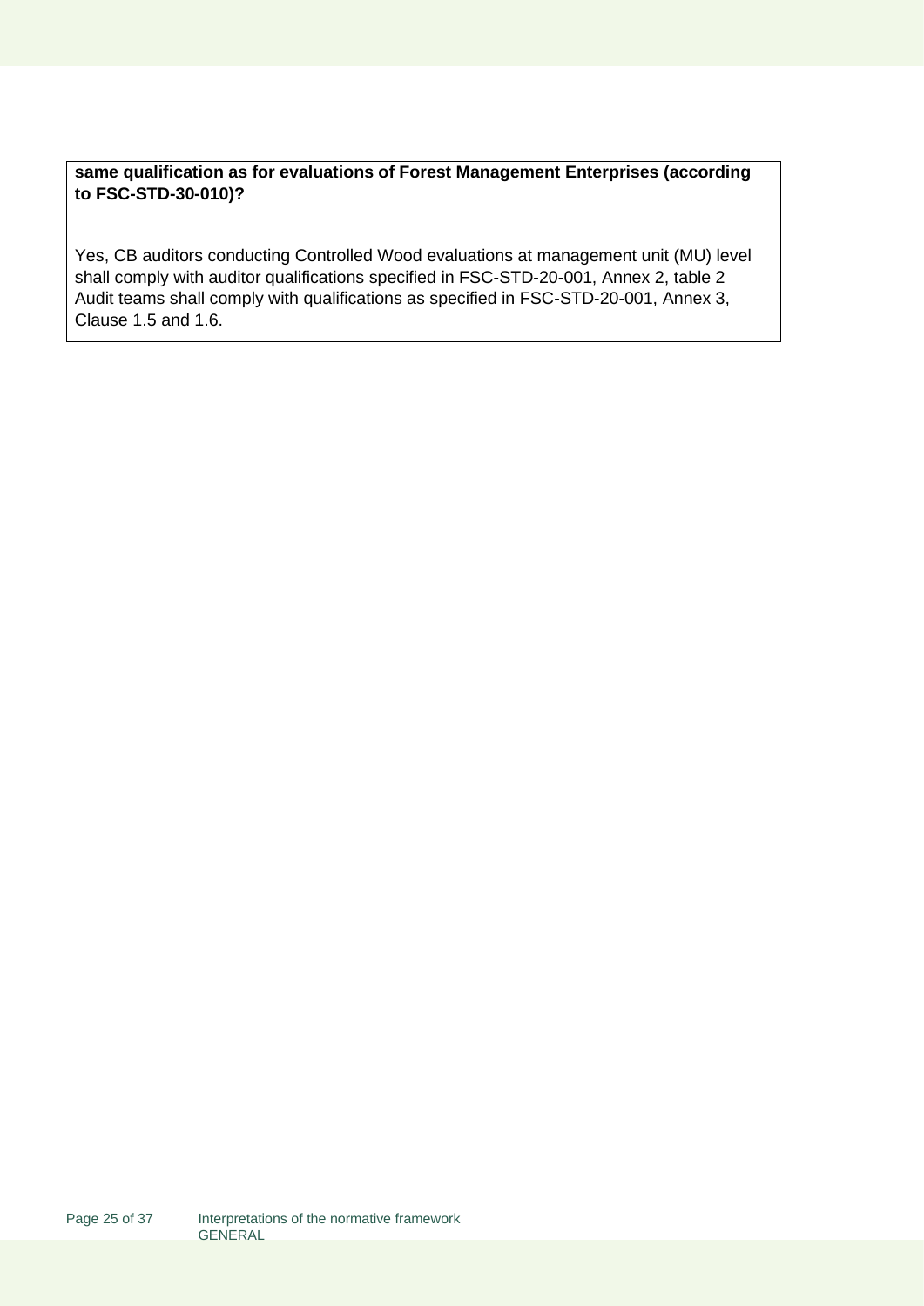**same qualification as for evaluations of Forest Management Enterprises (according to FSC-STD-30-010)?**

Yes, CB auditors conducting Controlled Wood evaluations at management unit (MU) level shall comply with auditor qualifications specified in FSC-STD-20-001, Annex 2, table 2 Audit teams shall comply with qualifications as specified in FSC-STD-20-001, Annex 3, Clause 1.5 and 1.6.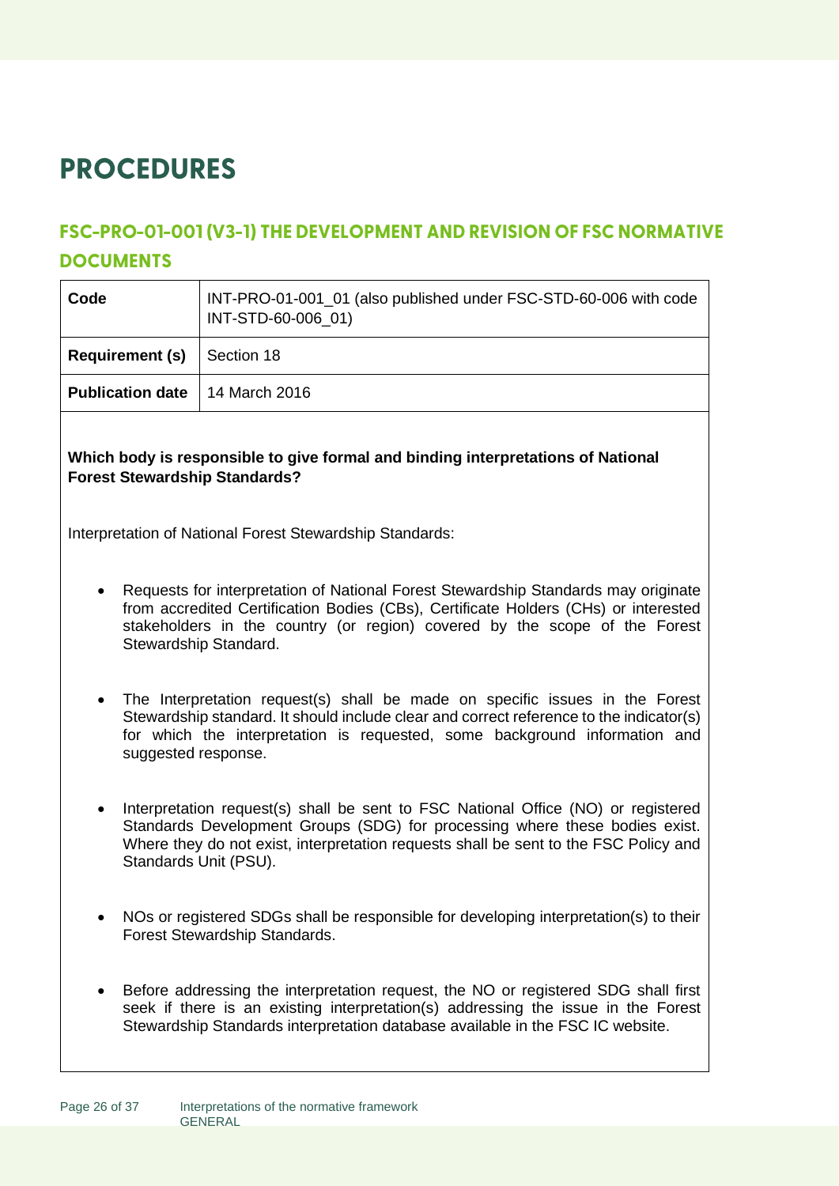# PROCEDURES

## FSC-PRO-01-001 (V3-1) THE DEVELOPMENT AND REVISION OF FSC NORMATIVE DOCUMENTS

| **Code** | INT-PRO-01-001_01 (also published under FSC-STD-60-006 with code INT-STD-60-006_01) |
|---|---|
| **Requirement (s)** | Section 18 |
| **Publication date** | 14 March 2016 |

**Which body is responsible to give formal and binding interpretations of National Forest Stewardship Standards?**

Interpretation of National Forest Stewardship Standards:

- Requests for interpretation of National Forest Stewardship Standards may originate from accredited Certification Bodies (CBs), Certificate Holders (CHs) or interested stakeholders in the country (or region) covered by the scope of the Forest Stewardship Standard.
- The Interpretation request(s) shall be made on specific issues in the Forest Stewardship standard. It should include clear and correct reference to the indicator(s) for which the interpretation is requested, some background information and suggested response.
- Interpretation request(s) shall be sent to FSC National Office (NO) or registered Standards Development Groups (SDG) for processing where these bodies exist. Where they do not exist, interpretation requests shall be sent to the FSC Policy and Standards Unit (PSU).
- NOs or registered SDGs shall be responsible for developing interpretation(s) to their Forest Stewardship Standards.
- Before addressing the interpretation request, the NO or registered SDG shall first seek if there is an existing interpretation(s) addressing the issue in the Forest Stewardship Standards interpretation database available in the FSC IC website.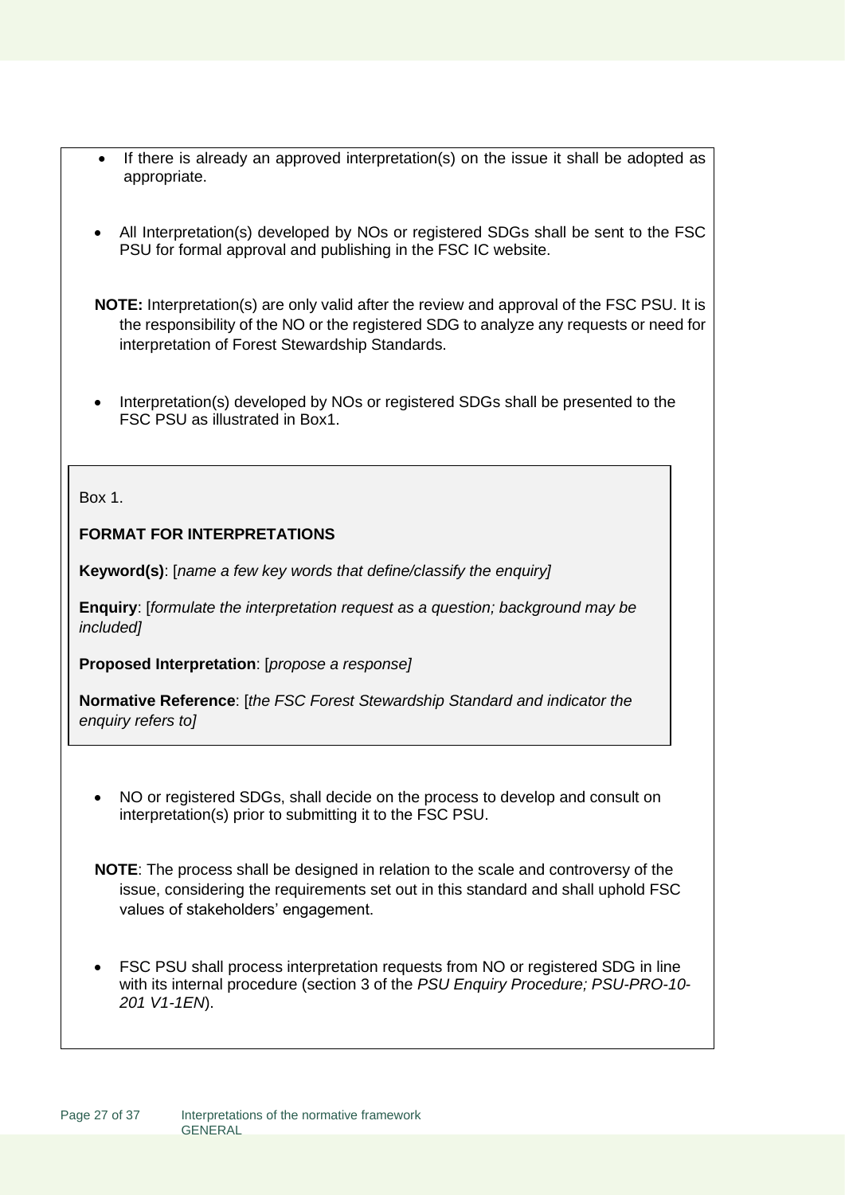- If there is already an approved interpretation(s) on the issue it shall be adopted as appropriate.

- All Interpretation(s) developed by NOs or registered SDGs shall be sent to the FSC PSU for formal approval and publishing in the FSC IC website.

**NOTE:** Interpretation(s) are only valid after the review and approval of the FSC PSU. It is the responsibility of the NO or the registered SDG to analyze any requests or need for interpretation of Forest Stewardship Standards.

- Interpretation(s) developed by NOs or registered SDGs shall be presented to the FSC PSU as illustrated in Box1.

> Box 1.
>
> **FORMAT FOR INTERPRETATIONS**
>
> **Keyword(s)**: [*name a few key words that define/classify the enquiry]*
>
> **Enquiry**: [*formulate the interpretation request as a question; background may be included]*
>
> **Proposed Interpretation**: [*propose a response]*
>
> **Normative Reference**: [*the FSC Forest Stewardship Standard and indicator the enquiry refers to]*

- NO or registered SDGs, shall decide on the process to develop and consult on interpretation(s) prior to submitting it to the FSC PSU.

**NOTE**: The process shall be designed in relation to the scale and controversy of the issue, considering the requirements set out in this standard and shall uphold FSC values of stakeholders' engagement.

- FSC PSU shall process interpretation requests from NO or registered SDG in line with its internal procedure (section 3 of the *PSU Enquiry Procedure; PSU-PRO-10-201 V1-1EN*).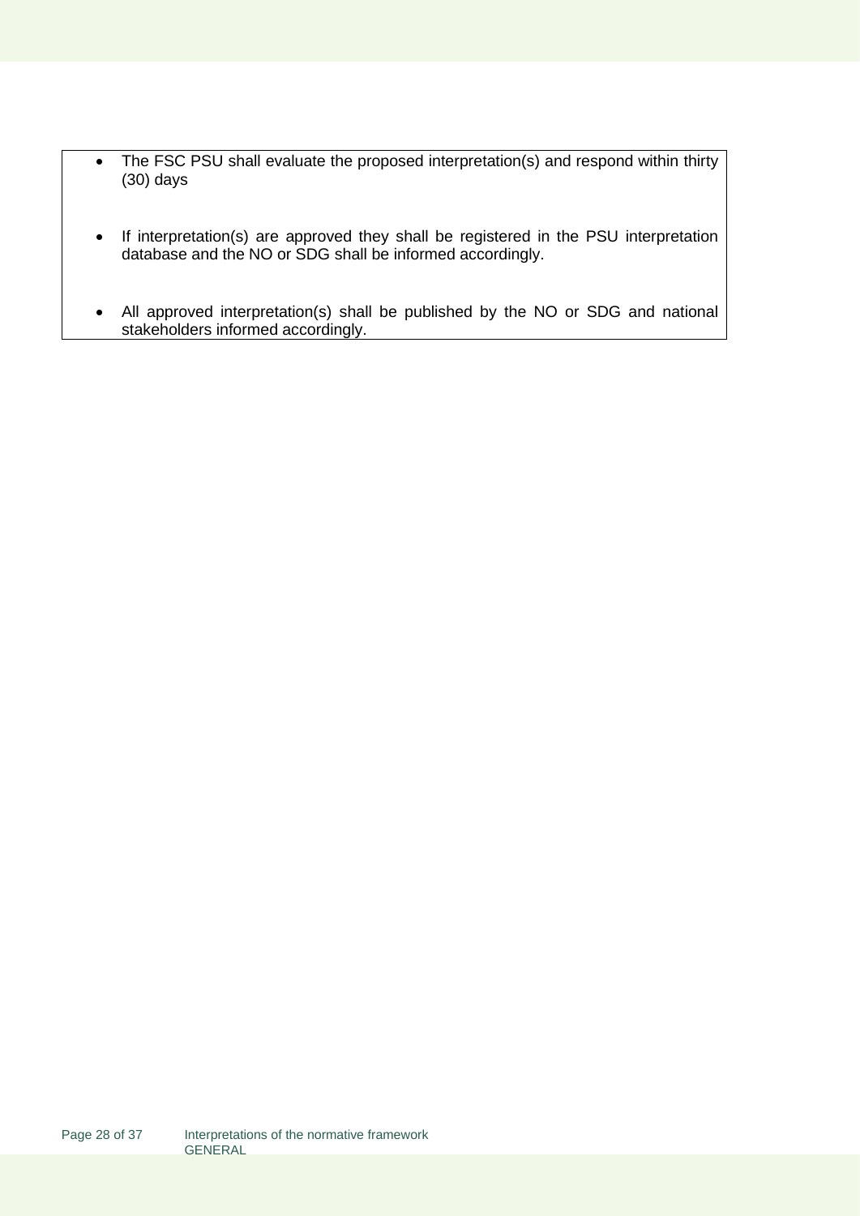- The FSC PSU shall evaluate the proposed interpretation(s) and respond within thirty (30) days

- If interpretation(s) are approved they shall be registered in the PSU interpretation database and the NO or SDG shall be informed accordingly.

- All approved interpretation(s) shall be published by the NO or SDG and national stakeholders informed accordingly.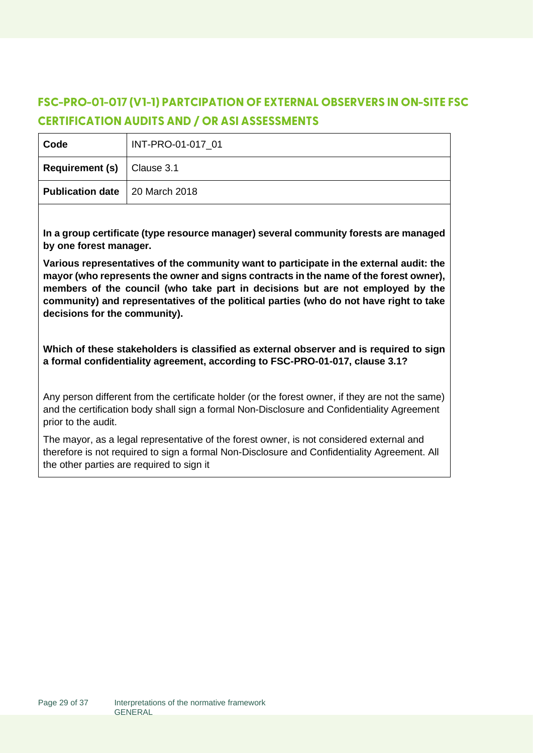## FSC-PRO-01-017 (V1-1) PARTCIPATION OF EXTERNAL OBSERVERS IN ON-SITE FSC CERTIFICATION AUDITS AND / OR ASI ASSESSMENTS

| Code | INT-PRO-01-017_01 |
|---|---|
| Requirement (s) | Clause 3.1 |
| Publication date | 20 March 2018 |

**In a group certificate (type resource manager) several community forests are managed by one forest manager.**

**Various representatives of the community want to participate in the external audit: the mayor (who represents the owner and signs contracts in the name of the forest owner), members of the council (who take part in decisions but are not employed by the community) and representatives of the political parties (who do not have right to take decisions for the community).**

**Which of these stakeholders is classified as external observer and is required to sign a formal confidentiality agreement, according to FSC-PRO-01-017, clause 3.1?**

Any person different from the certificate holder (or the forest owner, if they are not the same) and the certification body shall sign a formal Non-Disclosure and Confidentiality Agreement prior to the audit.

The mayor, as a legal representative of the forest owner, is not considered external and therefore is not required to sign a formal Non-Disclosure and Confidentiality Agreement. All the other parties are required to sign it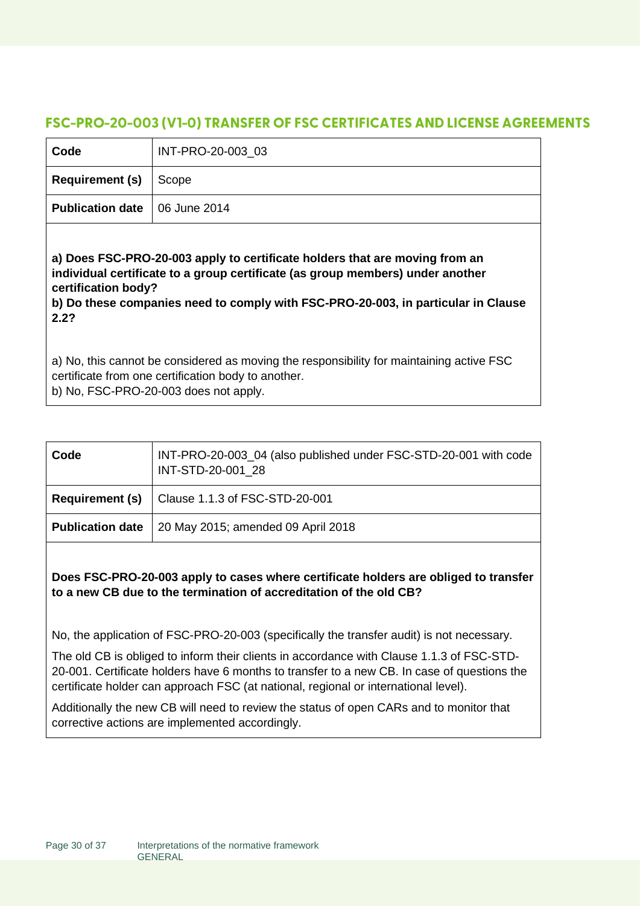## FSC-PRO-20-003 (V1-0) TRANSFER OF FSC CERTIFICATES AND LICENSE AGREEMENTS

| Code | INT-PRO-20-003_03 |
|---|---|
| **Requirement (s)** | Scope |
| **Publication date** | 06 June 2014 |

**a) Does FSC-PRO-20-003 apply to certificate holders that are moving from an individual certificate to a group certificate (as group members) under another certification body?**
**b) Do these companies need to comply with FSC-PRO-20-003, in particular in Clause 2.2?**

a) No, this cannot be considered as moving the responsibility for maintaining active FSC certificate from one certification body to another.
b) No, FSC-PRO-20-003 does not apply.

| Code | INT-PRO-20-003_04 (also published under FSC-STD-20-001 with code INT-STD-20-001_28 |
|---|---|
| **Requirement (s)** | Clause 1.1.3 of FSC-STD-20-001 |
| **Publication date** | 20 May 2015; amended 09 April 2018 |

**Does FSC-PRO-20-003 apply to cases where certificate holders are obliged to transfer to a new CB due to the termination of accreditation of the old CB?**

No, the application of FSC-PRO-20-003 (specifically the transfer audit) is not necessary.

The old CB is obliged to inform their clients in accordance with Clause 1.1.3 of FSC-STD-20-001. Certificate holders have 6 months to transfer to a new CB. In case of questions the certificate holder can approach FSC (at national, regional or international level).

Additionally the new CB will need to review the status of open CARs and to monitor that corrective actions are implemented accordingly.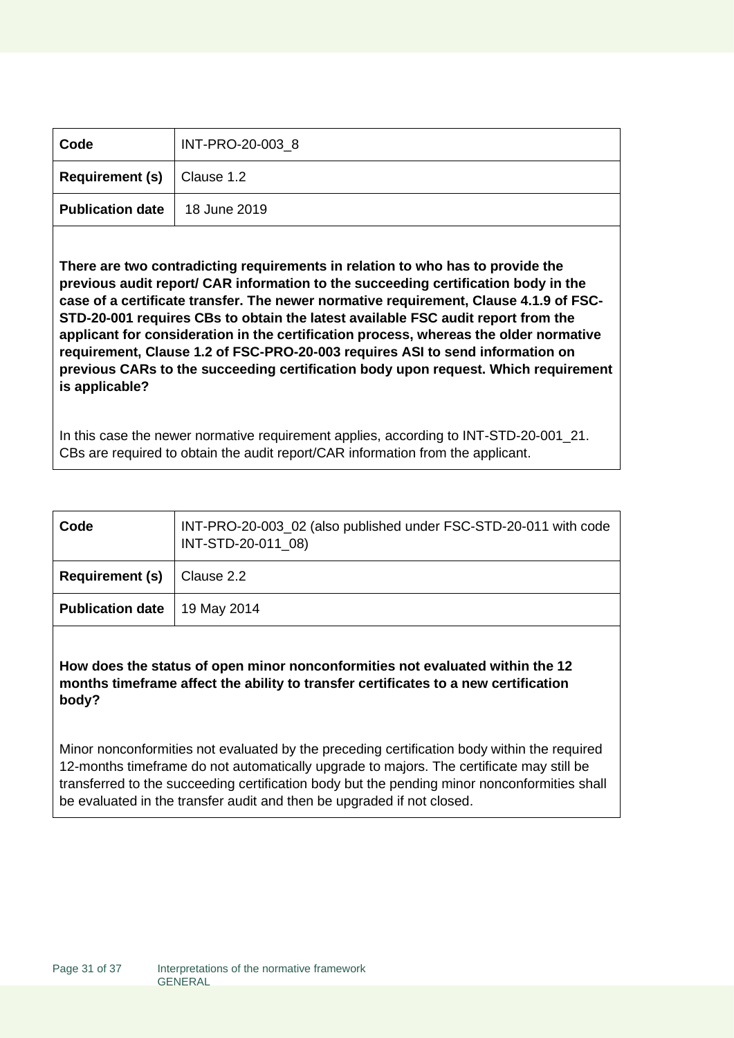| Code | INT-PRO-20-003_8 |
|---|---|
| Requirement (s) | Clause 1.2 |
| Publication date | 18 June 2019 |

**There are two contradicting requirements in relation to who has to provide the previous audit report/ CAR information to the succeeding certification body in the case of a certificate transfer. The newer normative requirement, Clause 4.1.9 of FSC-STD-20-001 requires CBs to obtain the latest available FSC audit report from the applicant for consideration in the certification process, whereas the older normative requirement, Clause 1.2 of FSC-PRO-20-003 requires ASI to send information on previous CARs to the succeeding certification body upon request. Which requirement is applicable?**

In this case the newer normative requirement applies, according to INT-STD-20-001_21. CBs are required to obtain the audit report/CAR information from the applicant.

| Code | INT-PRO-20-003_02 (also published under FSC-STD-20-011 with code INT-STD-20-011_08) |
|---|---|
| Requirement (s) | Clause 2.2 |
| Publication date | 19 May 2014 |

**How does the status of open minor nonconformities not evaluated within the 12 months timeframe affect the ability to transfer certificates to a new certification body?**

Minor nonconformities not evaluated by the preceding certification body within the required 12-months timeframe do not automatically upgrade to majors. The certificate may still be transferred to the succeeding certification body but the pending minor nonconformities shall be evaluated in the transfer audit and then be upgraded if not closed.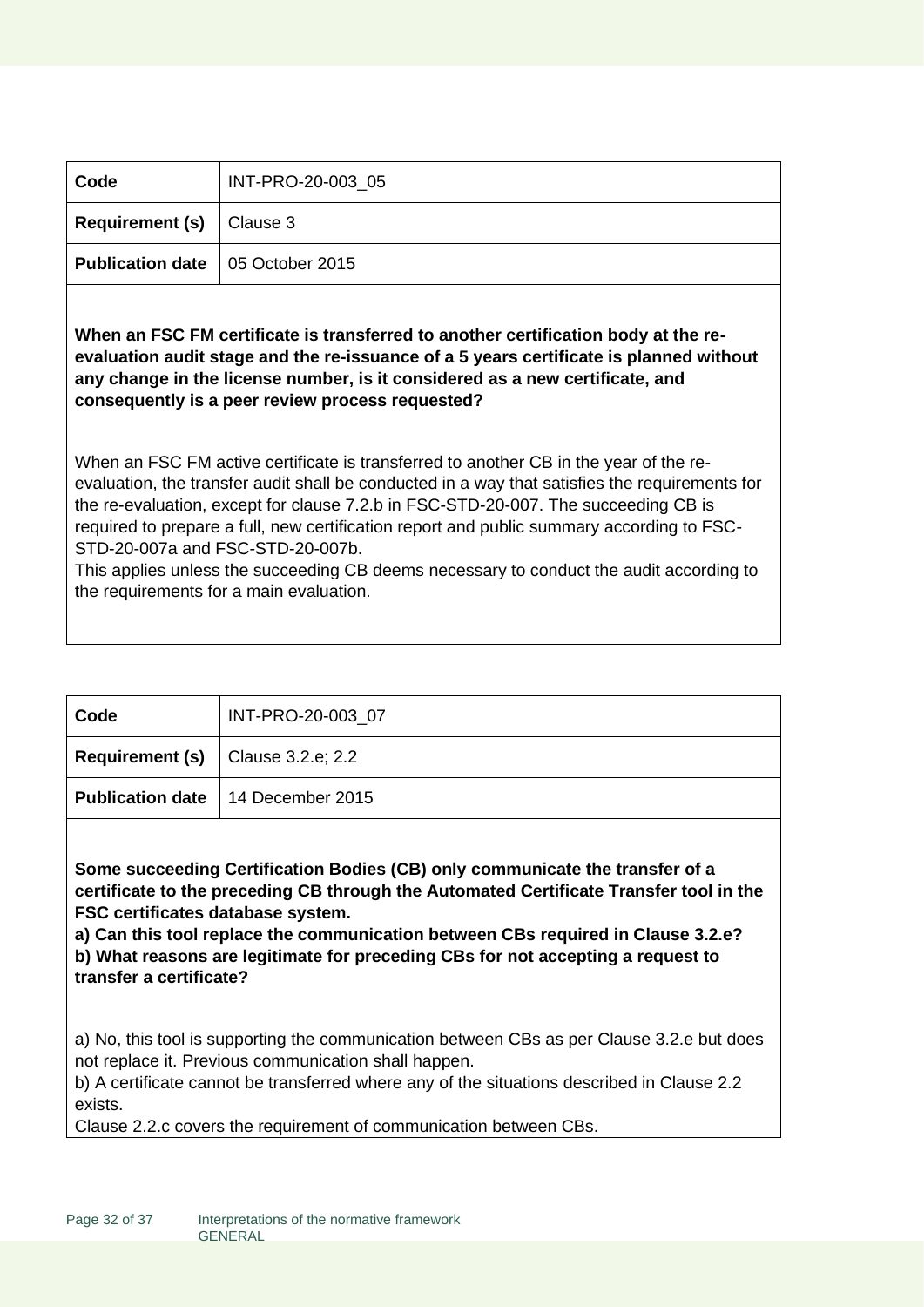| Code | INT-PRO-20-003_05 |
|---|---|
| **Requirement (s)** | Clause 3 |
| **Publication date** | 05 October 2015 |

**When an FSC FM certificate is transferred to another certification body at the re-evaluation audit stage and the re-issuance of a 5 years certificate is planned without any change in the license number, is it considered as a new certificate, and consequently is a peer review process requested?**

When an FSC FM active certificate is transferred to another CB in the year of the re-evaluation, the transfer audit shall be conducted in a way that satisfies the requirements for the re-evaluation, except for clause 7.2.b in FSC-STD-20-007. The succeeding CB is required to prepare a full, new certification report and public summary according to FSC-STD-20-007a and FSC-STD-20-007b.
This applies unless the succeeding CB deems necessary to conduct the audit according to the requirements for a main evaluation.

| Code | INT-PRO-20-003_07 |
|---|---|
| **Requirement (s)** | Clause 3.2.e; 2.2 |
| **Publication date** | 14 December 2015 |

**Some succeeding Certification Bodies (CB) only communicate the transfer of a certificate to the preceding CB through the Automated Certificate Transfer tool in the FSC certificates database system.**
**a) Can this tool replace the communication between CBs required in Clause 3.2.e?**
**b) What reasons are legitimate for preceding CBs for not accepting a request to transfer a certificate?**

a) No, this tool is supporting the communication between CBs as per Clause 3.2.e but does not replace it. Previous communication shall happen.
b) A certificate cannot be transferred where any of the situations described in Clause 2.2 exists.
Clause 2.2.c covers the requirement of communication between CBs.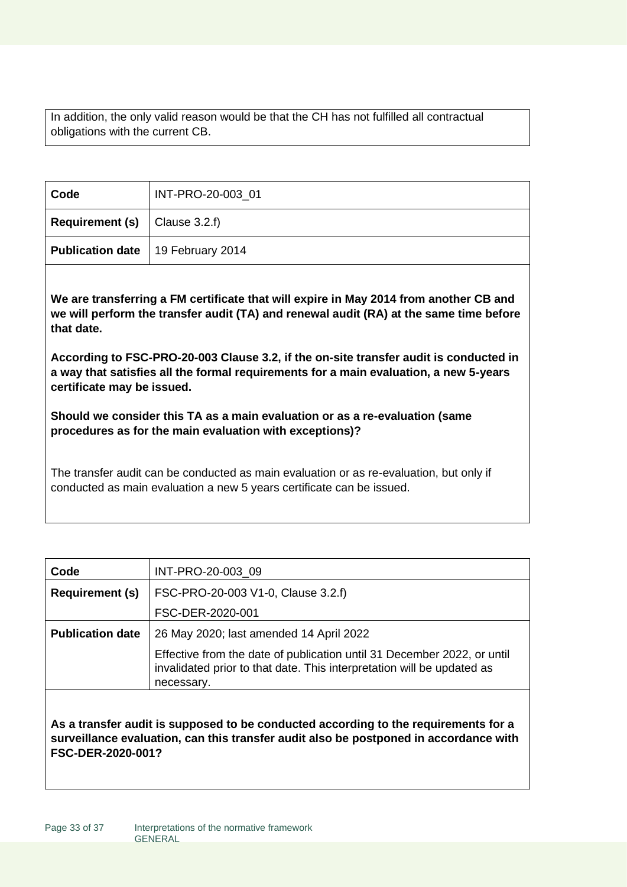In addition, the only valid reason would be that the CH has not fulfilled all contractual obligations with the current CB.

| Code | INT-PRO-20-003_01 |
| --- | --- |
| **Requirement (s)** | Clause 3.2.f) |
| **Publication date** | 19 February 2014 |

**We are transferring a FM certificate that will expire in May 2014 from another CB and we will perform the transfer audit (TA) and renewal audit (RA) at the same time before that date.**

**According to FSC-PRO-20-003 Clause 3.2, if the on-site transfer audit is conducted in a way that satisfies all the formal requirements for a main evaluation, a new 5-years certificate may be issued.**

**Should we consider this TA as a main evaluation or as a re-evaluation (same procedures as for the main evaluation with exceptions)?**

The transfer audit can be conducted as main evaluation or as re-evaluation, but only if conducted as main evaluation a new 5 years certificate can be issued.

| Code | INT-PRO-20-003_09 |
| --- | --- |
| **Requirement (s)** | FSC-PRO-20-003 V1-0, Clause 3.2.f)<br>FSC-DER-2020-001 |
| **Publication date** | 26 May 2020; last amended 14 April 2022<br>Effective from the date of publication until 31 December 2022, or until invalidated prior to that date. This interpretation will be updated as necessary. |

**As a transfer audit is supposed to be conducted according to the requirements for a surveillance evaluation, can this transfer audit also be postponed in accordance with FSC-DER-2020-001?**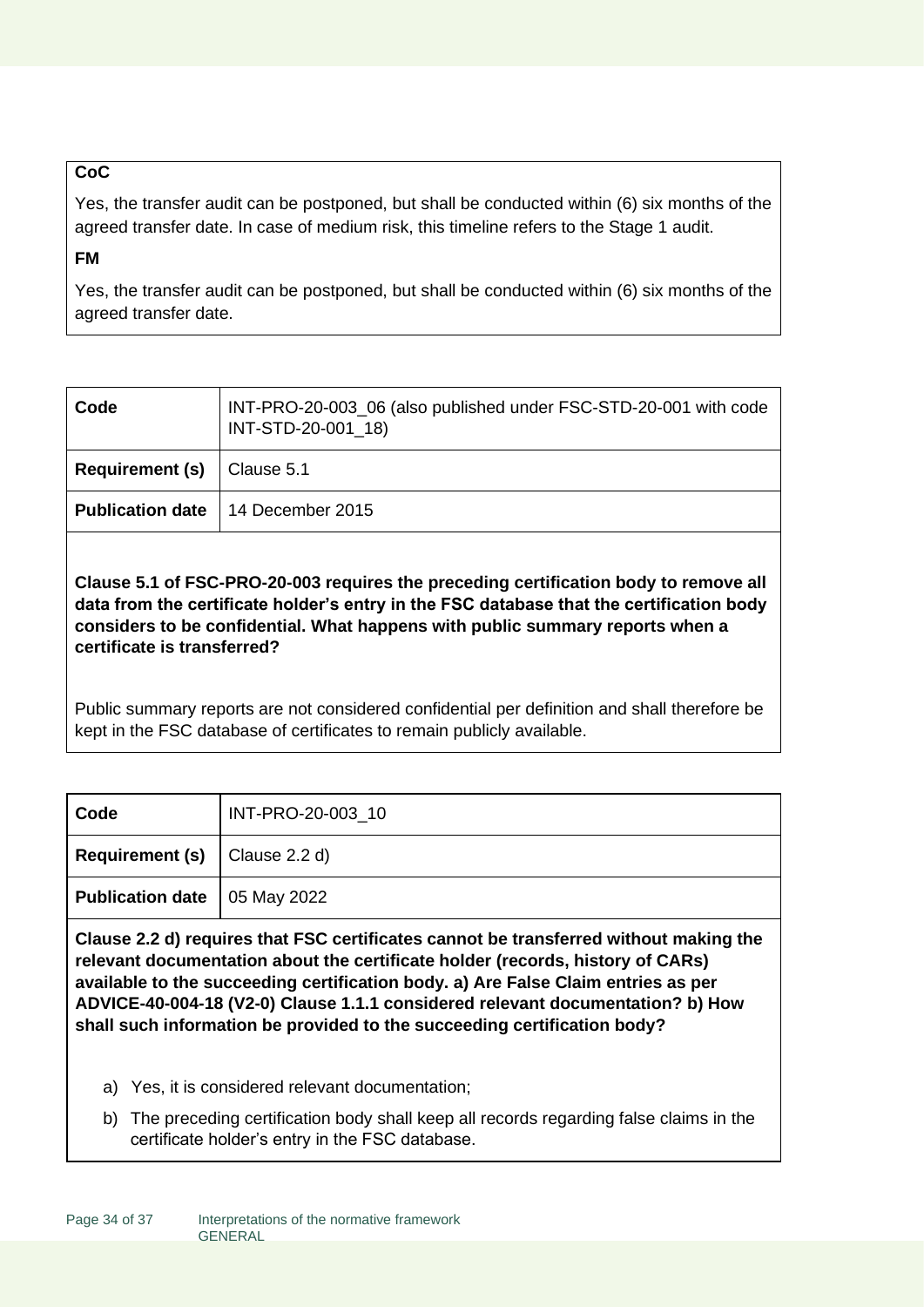**CoC**

Yes, the transfer audit can be postponed, but shall be conducted within (6) six months of the agreed transfer date. In case of medium risk, this timeline refers to the Stage 1 audit.

**FM**

Yes, the transfer audit can be postponed, but shall be conducted within (6) six months of the agreed transfer date.

| **Code** | INT-PRO-20-003_06 (also published under FSC-STD-20-001 with code INT-STD-20-001_18) |
|---|---|
| **Requirement (s)** | Clause 5.1 |
| **Publication date** | 14 December 2015 |

**Clause 5.1 of FSC-PRO-20-003 requires the preceding certification body to remove all data from the certificate holder's entry in the FSC database that the certification body considers to be confidential. What happens with public summary reports when a certificate is transferred?**

Public summary reports are not considered confidential per definition and shall therefore be kept in the FSC database of certificates to remain publicly available.

| **Code** | INT-PRO-20-003_10 |
|---|---|
| **Requirement (s)** | Clause 2.2 d) |
| **Publication date** | 05 May 2022 |

**Clause 2.2 d) requires that FSC certificates cannot be transferred without making the relevant documentation about the certificate holder (records, history of CARs) available to the succeeding certification body. a) Are False Claim entries as per ADVICE-40-004-18 (V2-0) Clause 1.1.1 considered relevant documentation? b) How shall such information be provided to the succeeding certification body?**

a) Yes, it is considered relevant documentation;

b) The preceding certification body shall keep all records regarding false claims in the certificate holder's entry in the FSC database.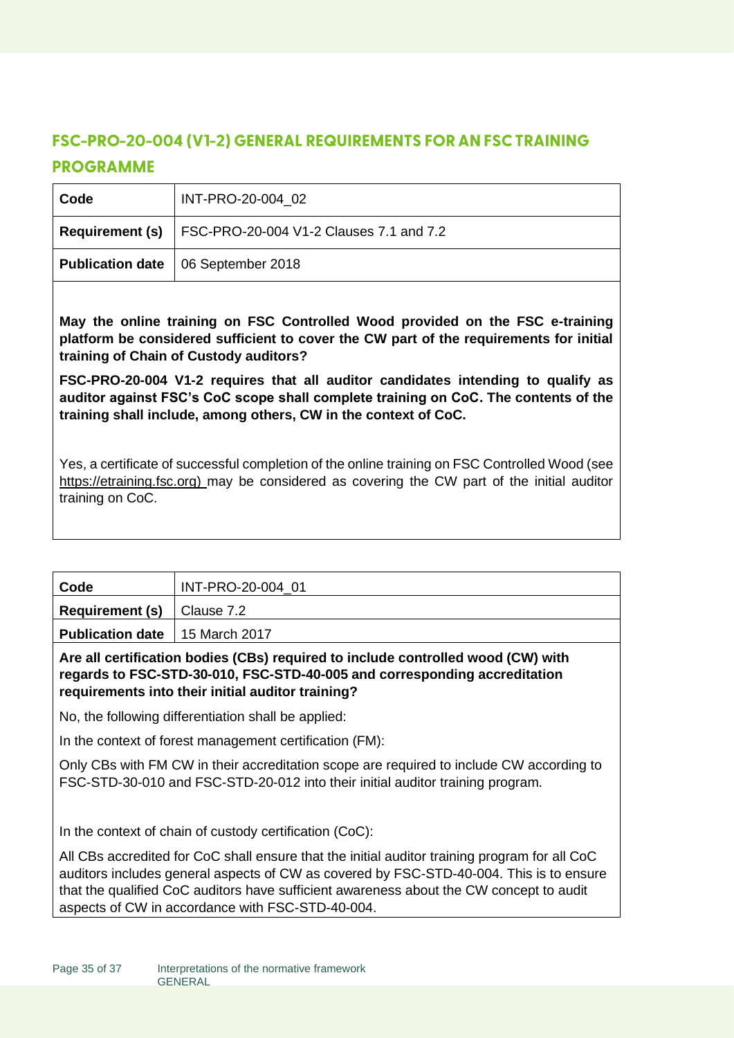## FSC-PRO-20-004 (V1-2) GENERAL REQUIREMENTS FOR AN FSC TRAINING PROGRAMME

| **Code** | INT-PRO-20-004_02 |
|---|---|
| **Requirement (s)** | FSC-PRO-20-004 V1-2 Clauses 7.1 and 7.2 |
| **Publication date** | 06 September 2018 |

**May the online training on FSC Controlled Wood provided on the FSC e-training platform be considered sufficient to cover the CW part of the requirements for initial training of Chain of Custody auditors?**

**FSC-PRO-20-004 V1-2 requires that all auditor candidates intending to qualify as auditor against FSC's CoC scope shall complete training on CoC. The contents of the training shall include, among others, CW in the context of CoC.**

Yes, a certificate of successful completion of the online training on FSC Controlled Wood (see https://etraining.fsc.org) may be considered as covering the CW part of the initial auditor training on CoC.

| **Code** | INT-PRO-20-004_01 |
|---|---|
| **Requirement (s)** | Clause 7.2 |
| **Publication date** | 15 March 2017 |

**Are all certification bodies (CBs) required to include controlled wood (CW) with regards to FSC-STD-30-010, FSC-STD-40-005 and corresponding accreditation requirements into their initial auditor training?**

No, the following differentiation shall be applied:

In the context of forest management certification (FM):

Only CBs with FM CW in their accreditation scope are required to include CW according to FSC-STD-30-010 and FSC-STD-20-012 into their initial auditor training program.

In the context of chain of custody certification (CoC):

All CBs accredited for CoC shall ensure that the initial auditor training program for all CoC auditors includes general aspects of CW as covered by FSC-STD-40-004. This is to ensure that the qualified CoC auditors have sufficient awareness about the CW concept to audit aspects of CW in accordance with FSC-STD-40-004.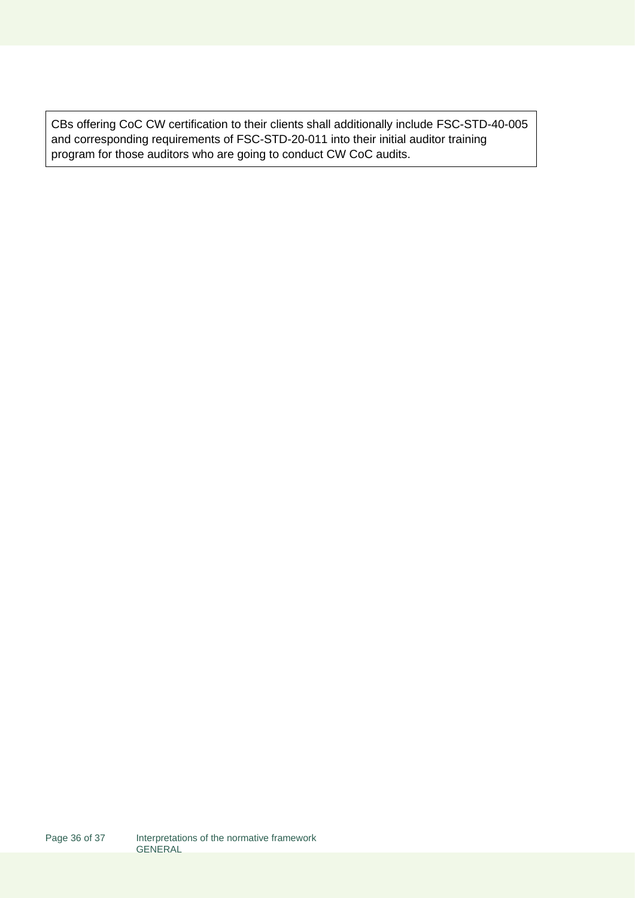CBs offering CoC CW certification to their clients shall additionally include FSC-STD-40-005 and corresponding requirements of FSC-STD-20-011 into their initial auditor training program for those auditors who are going to conduct CW CoC audits.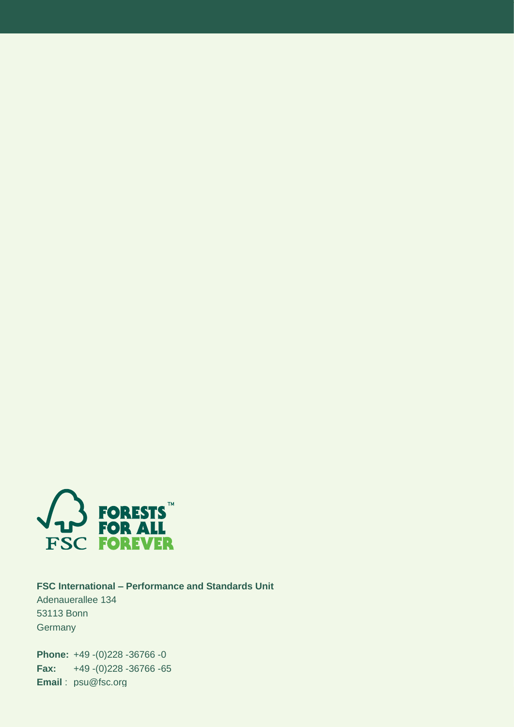FSC FORESTS FOR ALL FOREVER™

**FSC International – Performance and Standards Unit**
Adenauerallee 134
53113 Bonn
Germany

**Phone:** +49 -(0)228 -36766 -0
**Fax:** +49 -(0)228 -36766 -65
**Email** : psu@fsc.org